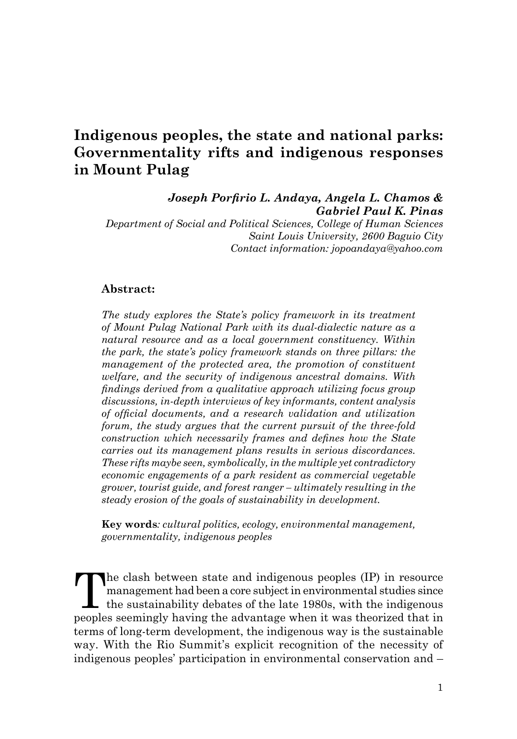# Indigenous peoples, the state and national parks: Governmentality rifts and indigenous responses in Mount Pulag

***Joseph Porfirio L. Andaya, Angela L. Chamos & Gabriel Paul K. Pinas***

*Department of Social and Political Sciences, College of Human Sciences*
*Saint Louis University, 2600 Baguio City*
*Contact information: jopoandaya@yahoo.com*

**Abstract:**

*The study explores the State's policy framework in its treatment of Mount Pulag National Park with its dual-dialectic nature as a natural resource and as a local government constituency. Within the park, the state's policy framework stands on three pillars: the management of the protected area, the promotion of constituent welfare, and the security of indigenous ancestral domains. With findings derived from a qualitative approach utilizing focus group discussions, in-depth interviews of key informants, content analysis of official documents, and a research validation and utilization forum, the study argues that the current pursuit of the three-fold construction which necessarily frames and defines how the State carries out its management plans results in serious discordances. These rifts maybe seen, symbolically, in the multiple yet contradictory economic engagements of a park resident as commercial vegetable grower, tourist guide, and forest ranger – ultimately resulting in the steady erosion of the goals of sustainability in development.*

**Key words***: cultural politics, ecology, environmental management, governmentality, indigenous peoples*

The clash between state and indigenous peoples (IP) in resource management had been a core subject in environmental studies since the sustainability debates of the late 1980s, with the indigenous peoples seemingly having the advantage when it was theorized that in terms of long-term development, the indigenous way is the sustainable way. With the Rio Summit's explicit recognition of the necessity of indigenous peoples' participation in environmental conservation and –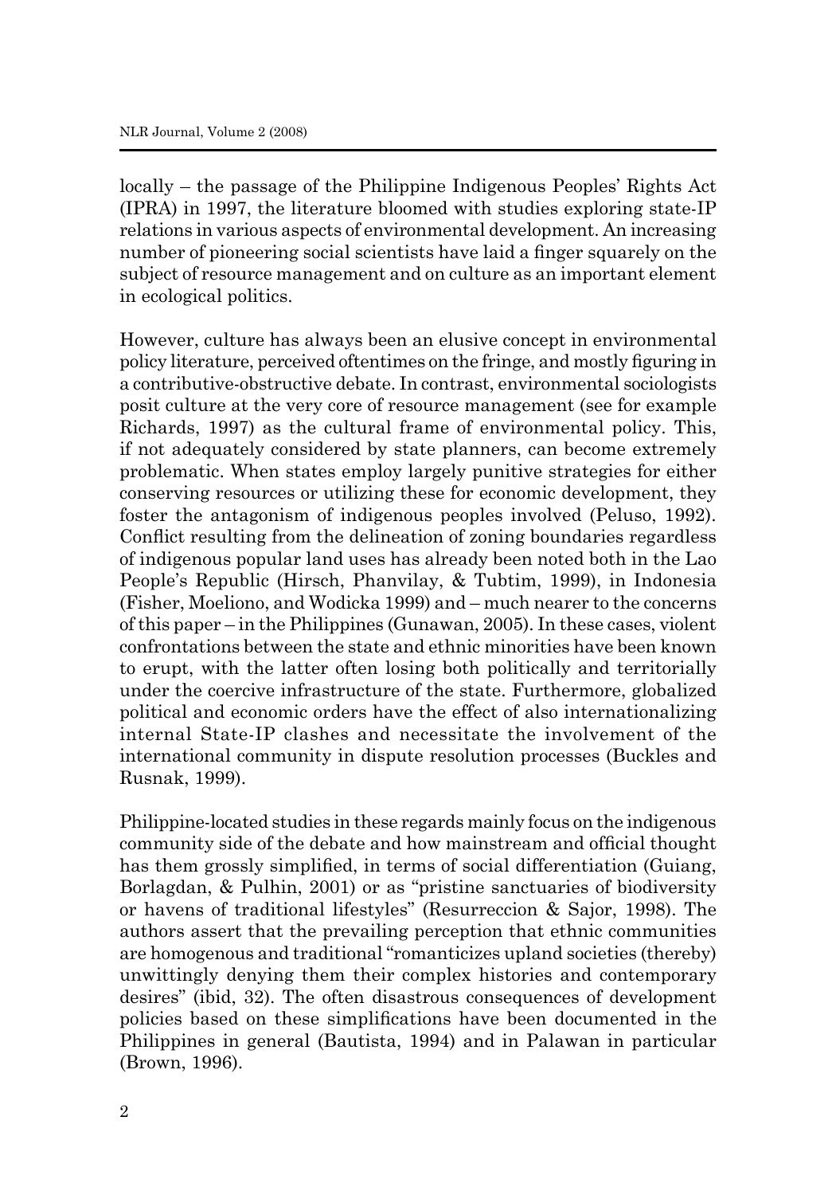locally – the passage of the Philippine Indigenous Peoples' Rights Act (IPRA) in 1997, the literature bloomed with studies exploring state-IP relations in various aspects of environmental development. An increasing number of pioneering social scientists have laid a finger squarely on the subject of resource management and on culture as an important element in ecological politics.

However, culture has always been an elusive concept in environmental policy literature, perceived oftentimes on the fringe, and mostly figuring in a contributive-obstructive debate. In contrast, environmental sociologists posit culture at the very core of resource management (see for example Richards, 1997) as the cultural frame of environmental policy. This, if not adequately considered by state planners, can become extremely problematic. When states employ largely punitive strategies for either conserving resources or utilizing these for economic development, they foster the antagonism of indigenous peoples involved (Peluso, 1992). Conflict resulting from the delineation of zoning boundaries regardless of indigenous popular land uses has already been noted both in the Lao People's Republic (Hirsch, Phanvilay, & Tubtim, 1999), in Indonesia (Fisher, Moeliono, and Wodicka 1999) and – much nearer to the concerns of this paper – in the Philippines (Gunawan, 2005). In these cases, violent confrontations between the state and ethnic minorities have been known to erupt, with the latter often losing both politically and territorially under the coercive infrastructure of the state. Furthermore, globalized political and economic orders have the effect of also internationalizing internal State-IP clashes and necessitate the involvement of the international community in dispute resolution processes (Buckles and Rusnak, 1999).

Philippine-located studies in these regards mainly focus on the indigenous community side of the debate and how mainstream and official thought has them grossly simplified, in terms of social differentiation (Guiang, Borlagdan, & Pulhin, 2001) or as "pristine sanctuaries of biodiversity or havens of traditional lifestyles" (Resurreccion & Sajor, 1998). The authors assert that the prevailing perception that ethnic communities are homogenous and traditional "romanticizes upland societies (thereby) unwittingly denying them their complex histories and contemporary desires" (ibid, 32). The often disastrous consequences of development policies based on these simplifications have been documented in the Philippines in general (Bautista, 1994) and in Palawan in particular (Brown, 1996).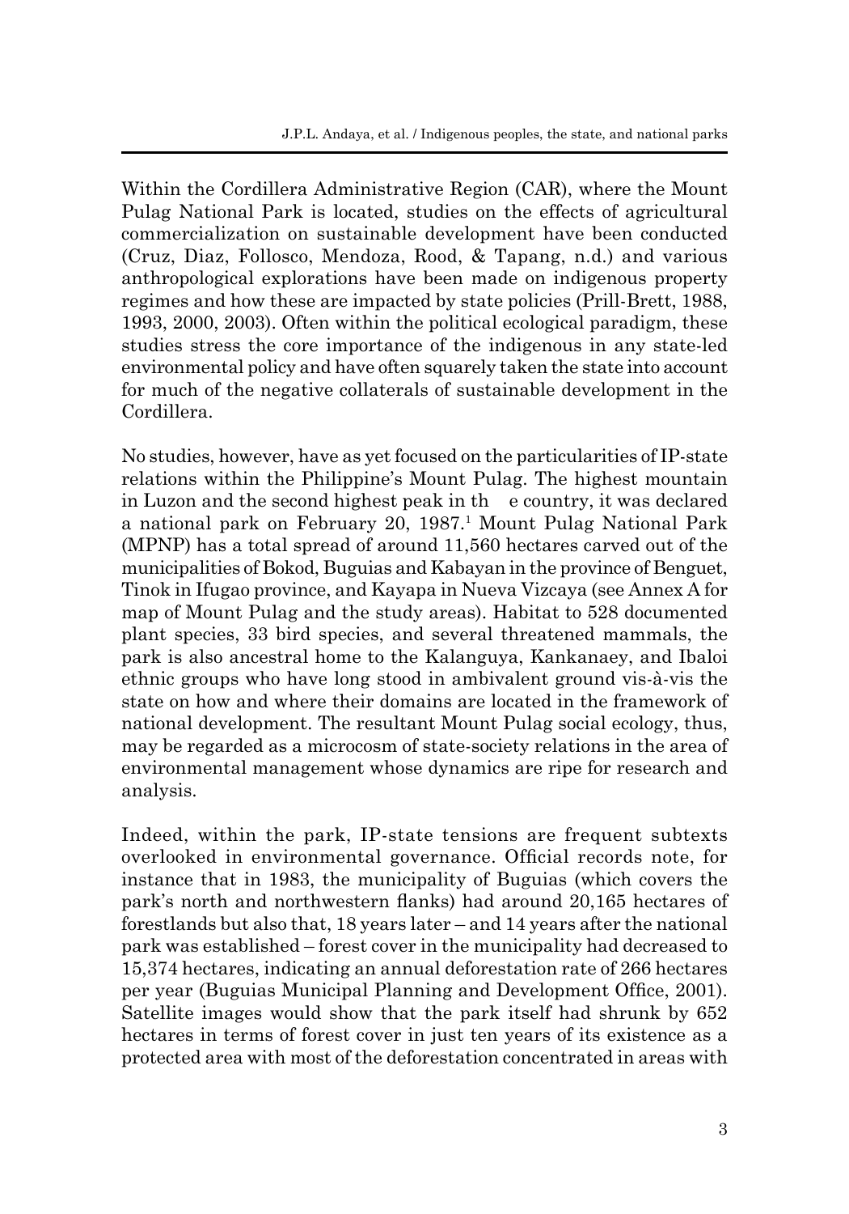Within the Cordillera Administrative Region (CAR), where the Mount Pulag National Park is located, studies on the effects of agricultural commercialization on sustainable development have been conducted (Cruz, Diaz, Follosco, Mendoza, Rood, & Tapang, n.d.) and various anthropological explorations have been made on indigenous property regimes and how these are impacted by state policies (Prill-Brett, 1988, 1993, 2000, 2003). Often within the political ecological paradigm, these studies stress the core importance of the indigenous in any state-led environmental policy and have often squarely taken the state into account for much of the negative collaterals of sustainable development in the Cordillera.

No studies, however, have as yet focused on the particularities of IP-state relations within the Philippine's Mount Pulag. The highest mountain in Luzon and the second highest peak in the country, it was declared a national park on February 20, 1987.[1] Mount Pulag National Park (MPNP) has a total spread of around 11,560 hectares carved out of the municipalities of Bokod, Buguias and Kabayan in the province of Benguet, Tinok in Ifugao province, and Kayapa in Nueva Vizcaya (see Annex A for map of Mount Pulag and the study areas). Habitat to 528 documented plant species, 33 bird species, and several threatened mammals, the park is also ancestral home to the Kalanguya, Kankanaey, and Ibaloi ethnic groups who have long stood in ambivalent ground vis-à-vis the state on how and where their domains are located in the framework of national development. The resultant Mount Pulag social ecology, thus, may be regarded as a microcosm of state-society relations in the area of environmental management whose dynamics are ripe for research and analysis.

Indeed, within the park, IP-state tensions are frequent subtexts overlooked in environmental governance. Official records note, for instance that in 1983, the municipality of Buguias (which covers the park's north and northwestern flanks) had around 20,165 hectares of forestlands but also that, 18 years later – and 14 years after the national park was established – forest cover in the municipality had decreased to 15,374 hectares, indicating an annual deforestation rate of 266 hectares per year (Buguias Municipal Planning and Development Office, 2001). Satellite images would show that the park itself had shrunk by 652 hectares in terms of forest cover in just ten years of its existence as a protected area with most of the deforestation concentrated in areas with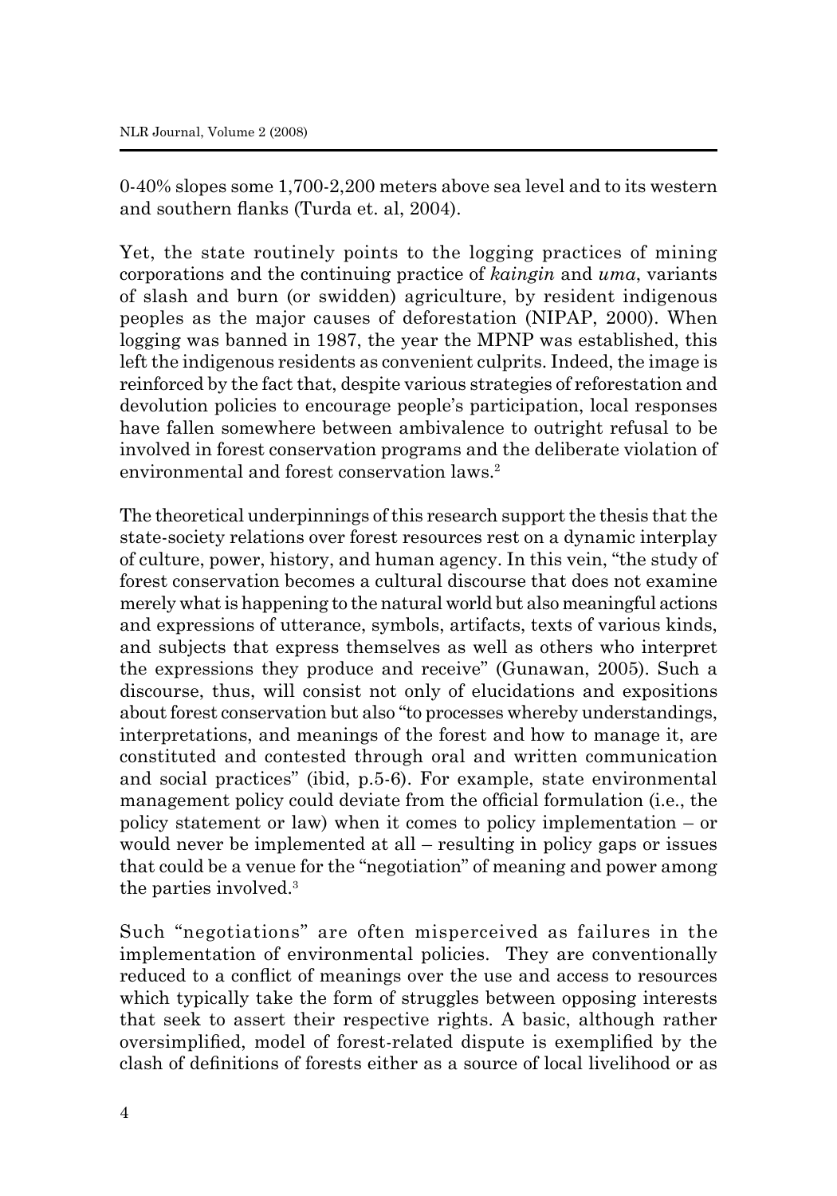0-40% slopes some 1,700-2,200 meters above sea level and to its western and southern flanks (Turda et. al, 2004).

Yet, the state routinely points to the logging practices of mining corporations and the continuing practice of *kaingin* and *uma*, variants of slash and burn (or swidden) agriculture, by resident indigenous peoples as the major causes of deforestation (NIPAP, 2000). When logging was banned in 1987, the year the MPNP was established, this left the indigenous residents as convenient culprits. Indeed, the image is reinforced by the fact that, despite various strategies of reforestation and devolution policies to encourage people's participation, local responses have fallen somewhere between ambivalence to outright refusal to be involved in forest conservation programs and the deliberate violation of environmental and forest conservation laws.[2]

The theoretical underpinnings of this research support the thesis that the state-society relations over forest resources rest on a dynamic interplay of culture, power, history, and human agency. In this vein, "the study of forest conservation becomes a cultural discourse that does not examine merely what is happening to the natural world but also meaningful actions and expressions of utterance, symbols, artifacts, texts of various kinds, and subjects that express themselves as well as others who interpret the expressions they produce and receive" (Gunawan, 2005). Such a discourse, thus, will consist not only of elucidations and expositions about forest conservation but also "to processes whereby understandings, interpretations, and meanings of the forest and how to manage it, are constituted and contested through oral and written communication and social practices" (ibid, p.5-6). For example, state environmental management policy could deviate from the official formulation (i.e., the policy statement or law) when it comes to policy implementation – or would never be implemented at all – resulting in policy gaps or issues that could be a venue for the "negotiation" of meaning and power among the parties involved.[3]

Such "negotiations" are often misperceived as failures in the implementation of environmental policies. They are conventionally reduced to a conflict of meanings over the use and access to resources which typically take the form of struggles between opposing interests that seek to assert their respective rights. A basic, although rather oversimplified, model of forest-related dispute is exemplified by the clash of definitions of forests either as a source of local livelihood or as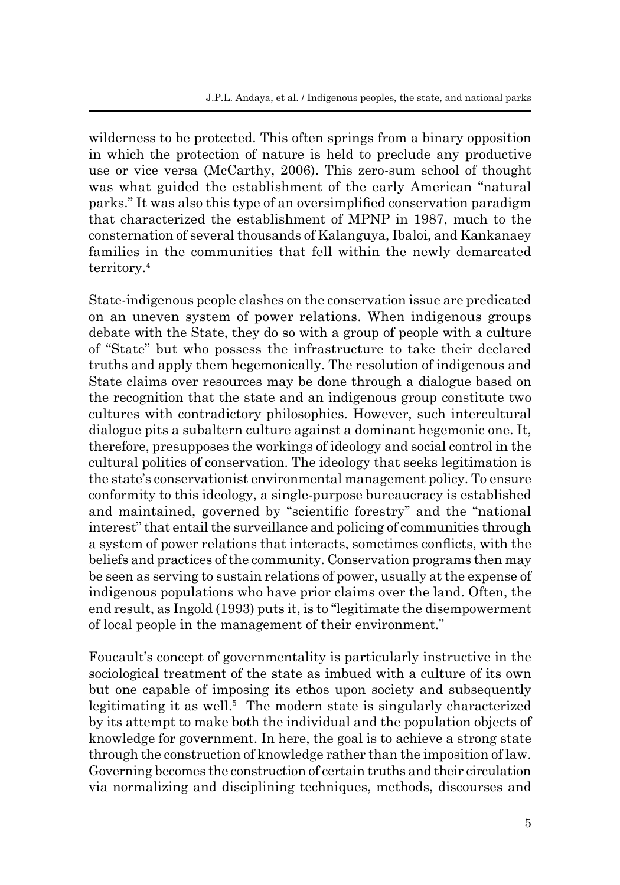wilderness to be protected. This often springs from a binary opposition in which the protection of nature is held to preclude any productive use or vice versa (McCarthy, 2006). This zero-sum school of thought was what guided the establishment of the early American "natural parks." It was also this type of an oversimplified conservation paradigm that characterized the establishment of MPNP in 1987, much to the consternation of several thousands of Kalanguya, Ibaloi, and Kankanaey families in the communities that fell within the newly demarcated territory.[4]

State-indigenous people clashes on the conservation issue are predicated on an uneven system of power relations. When indigenous groups debate with the State, they do so with a group of people with a culture of "State" but who possess the infrastructure to take their declared truths and apply them hegemonically. The resolution of indigenous and State claims over resources may be done through a dialogue based on the recognition that the state and an indigenous group constitute two cultures with contradictory philosophies. However, such intercultural dialogue pits a subaltern culture against a dominant hegemonic one. It, therefore, presupposes the workings of ideology and social control in the cultural politics of conservation. The ideology that seeks legitimation is the state's conservationist environmental management policy. To ensure conformity to this ideology, a single-purpose bureaucracy is established and maintained, governed by "scientific forestry" and the "national interest" that entail the surveillance and policing of communities through a system of power relations that interacts, sometimes conflicts, with the beliefs and practices of the community. Conservation programs then may be seen as serving to sustain relations of power, usually at the expense of indigenous populations who have prior claims over the land. Often, the end result, as Ingold (1993) puts it, is to "legitimate the disempowerment of local people in the management of their environment."

Foucault's concept of governmentality is particularly instructive in the sociological treatment of the state as imbued with a culture of its own but one capable of imposing its ethos upon society and subsequently legitimating it as well.[5] The modern state is singularly characterized by its attempt to make both the individual and the population objects of knowledge for government. In here, the goal is to achieve a strong state through the construction of knowledge rather than the imposition of law. Governing becomes the construction of certain truths and their circulation via normalizing and disciplining techniques, methods, discourses and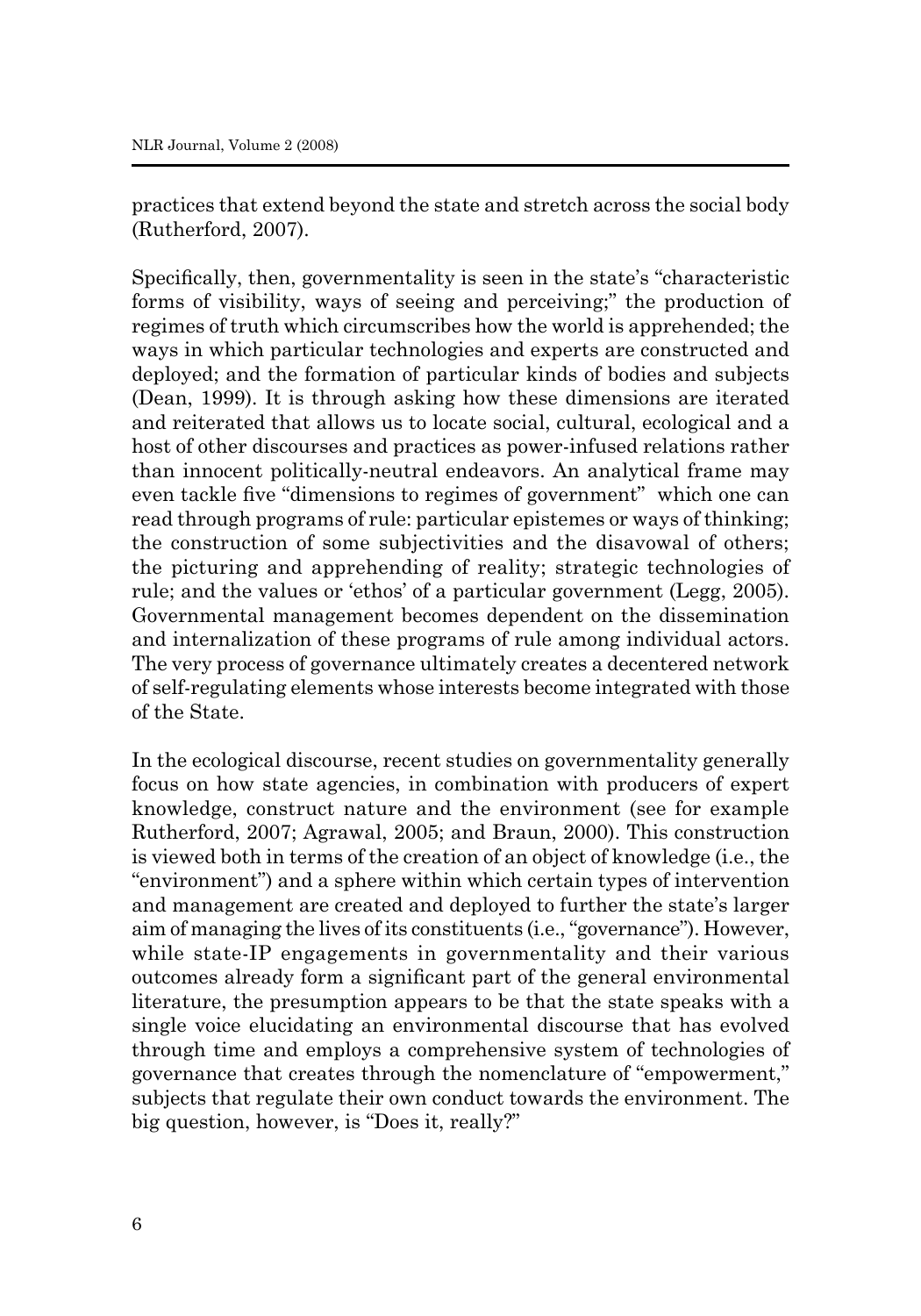practices that extend beyond the state and stretch across the social body (Rutherford, 2007).

Specifically, then, governmentality is seen in the state's "characteristic forms of visibility, ways of seeing and perceiving;" the production of regimes of truth which circumscribes how the world is apprehended; the ways in which particular technologies and experts are constructed and deployed; and the formation of particular kinds of bodies and subjects (Dean, 1999). It is through asking how these dimensions are iterated and reiterated that allows us to locate social, cultural, ecological and a host of other discourses and practices as power-infused relations rather than innocent politically-neutral endeavors. An analytical frame may even tackle five "dimensions to regimes of government" which one can read through programs of rule: particular epistemes or ways of thinking; the construction of some subjectivities and the disavowal of others; the picturing and apprehending of reality; strategic technologies of rule; and the values or 'ethos' of a particular government (Legg, 2005). Governmental management becomes dependent on the dissemination and internalization of these programs of rule among individual actors. The very process of governance ultimately creates a decentered network of self-regulating elements whose interests become integrated with those of the State.

In the ecological discourse, recent studies on governmentality generally focus on how state agencies, in combination with producers of expert knowledge, construct nature and the environment (see for example Rutherford, 2007; Agrawal, 2005; and Braun, 2000). This construction is viewed both in terms of the creation of an object of knowledge (i.e., the "environment") and a sphere within which certain types of intervention and management are created and deployed to further the state's larger aim of managing the lives of its constituents (i.e., "governance"). However, while state-IP engagements in governmentality and their various outcomes already form a significant part of the general environmental literature, the presumption appears to be that the state speaks with a single voice elucidating an environmental discourse that has evolved through time and employs a comprehensive system of technologies of governance that creates through the nomenclature of "empowerment," subjects that regulate their own conduct towards the environment. The big question, however, is "Does it, really?"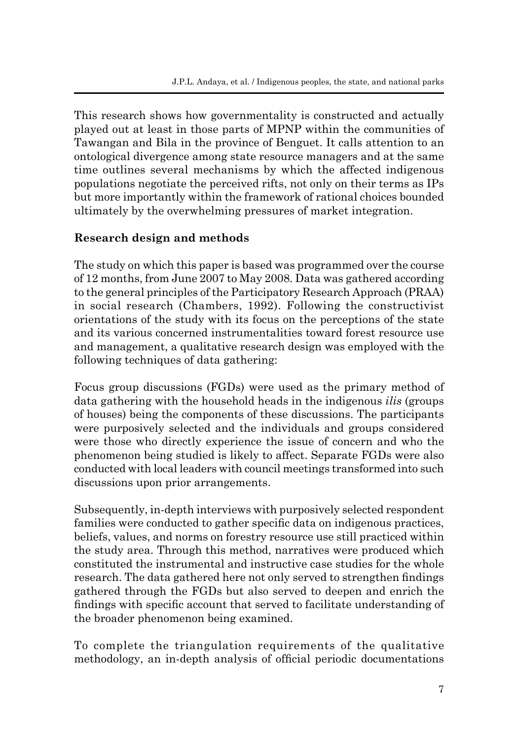This research shows how governmentality is constructed and actually played out at least in those parts of MPNP within the communities of Tawangan and Bila in the province of Benguet. It calls attention to an ontological divergence among state resource managers and at the same time outlines several mechanisms by which the affected indigenous populations negotiate the perceived rifts, not only on their terms as IPs but more importantly within the framework of rational choices bounded ultimately by the overwhelming pressures of market integration.

## Research design and methods

The study on which this paper is based was programmed over the course of 12 months, from June 2007 to May 2008. Data was gathered according to the general principles of the Participatory Research Approach (PRAA) in social research (Chambers, 1992). Following the constructivist orientations of the study with its focus on the perceptions of the state and its various concerned instrumentalities toward forest resource use and management, a qualitative research design was employed with the following techniques of data gathering:

Focus group discussions (FGDs) were used as the primary method of data gathering with the household heads in the indigenous *ilis* (groups of houses) being the components of these discussions. The participants were purposively selected and the individuals and groups considered were those who directly experience the issue of concern and who the phenomenon being studied is likely to affect. Separate FGDs were also conducted with local leaders with council meetings transformed into such discussions upon prior arrangements.

Subsequently, in-depth interviews with purposively selected respondent families were conducted to gather specific data on indigenous practices, beliefs, values, and norms on forestry resource use still practiced within the study area. Through this method, narratives were produced which constituted the instrumental and instructive case studies for the whole research. The data gathered here not only served to strengthen findings gathered through the FGDs but also served to deepen and enrich the findings with specific account that served to facilitate understanding of the broader phenomenon being examined.

To complete the triangulation requirements of the qualitative methodology, an in-depth analysis of official periodic documentations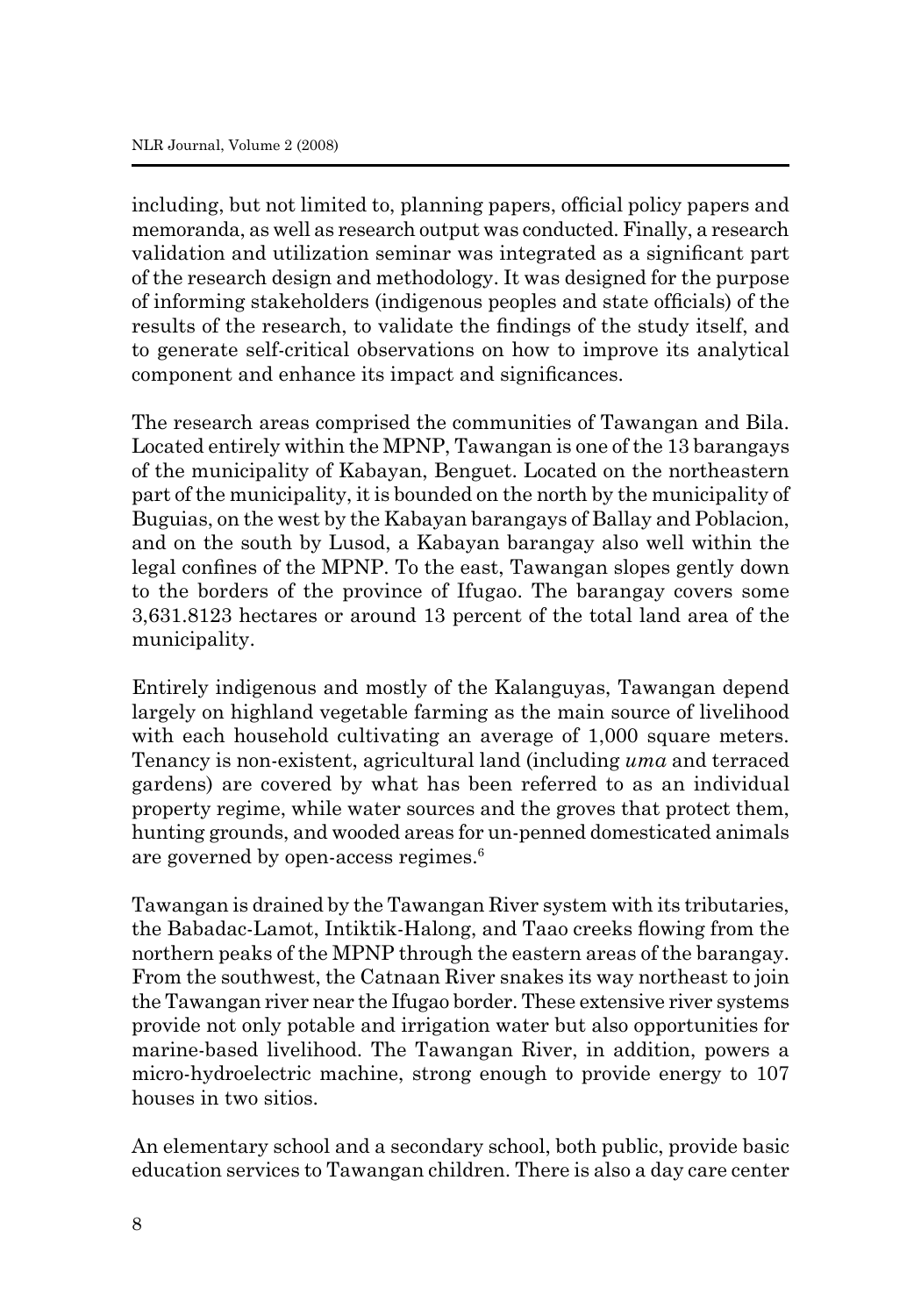including, but not limited to, planning papers, official policy papers and memoranda, as well as research output was conducted. Finally, a research validation and utilization seminar was integrated as a significant part of the research design and methodology. It was designed for the purpose of informing stakeholders (indigenous peoples and state officials) of the results of the research, to validate the findings of the study itself, and to generate self-critical observations on how to improve its analytical component and enhance its impact and significances.

The research areas comprised the communities of Tawangan and Bila. Located entirely within the MPNP, Tawangan is one of the 13 barangays of the municipality of Kabayan, Benguet. Located on the northeastern part of the municipality, it is bounded on the north by the municipality of Buguias, on the west by the Kabayan barangays of Ballay and Poblacion, and on the south by Lusod, a Kabayan barangay also well within the legal confines of the MPNP. To the east, Tawangan slopes gently down to the borders of the province of Ifugao. The barangay covers some 3,631.8123 hectares or around 13 percent of the total land area of the municipality.

Entirely indigenous and mostly of the Kalanguyas, Tawangan depend largely on highland vegetable farming as the main source of livelihood with each household cultivating an average of 1,000 square meters. Tenancy is non-existent, agricultural land (including *uma* and terraced gardens) are covered by what has been referred to as an individual property regime, while water sources and the groves that protect them, hunting grounds, and wooded areas for un-penned domesticated animals are governed by open-access regimes.[6]

Tawangan is drained by the Tawangan River system with its tributaries, the Babadac-Lamot, Intiktik-Halong, and Taao creeks flowing from the northern peaks of the MPNP through the eastern areas of the barangay. From the southwest, the Catnaan River snakes its way northeast to join the Tawangan river near the Ifugao border. These extensive river systems provide not only potable and irrigation water but also opportunities for marine-based livelihood. The Tawangan River, in addition, powers a micro-hydroelectric machine, strong enough to provide energy to 107 houses in two sitios.

An elementary school and a secondary school, both public, provide basic education services to Tawangan children. There is also a day care center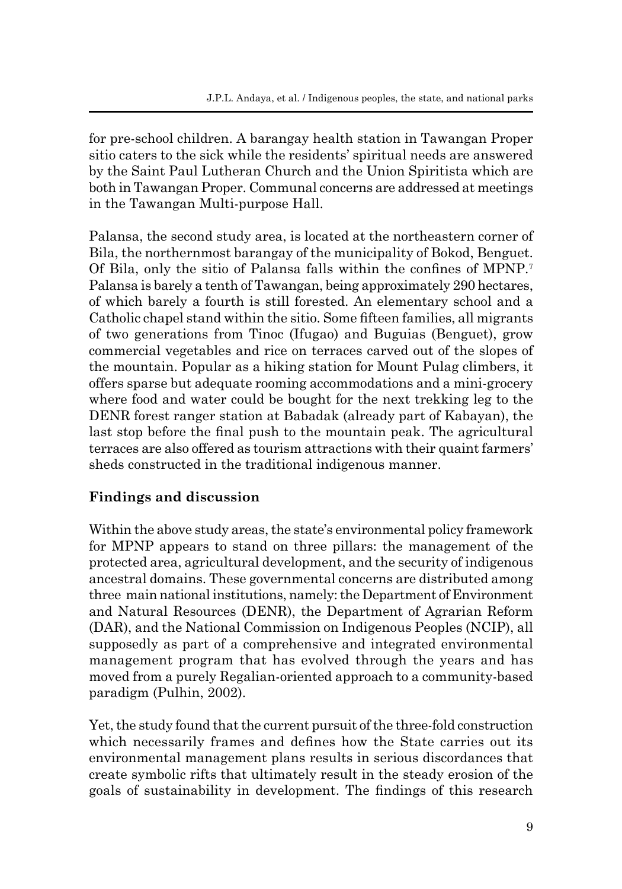for pre-school children. A barangay health station in Tawangan Proper sitio caters to the sick while the residents' spiritual needs are answered by the Saint Paul Lutheran Church and the Union Spiritista which are both in Tawangan Proper. Communal concerns are addressed at meetings in the Tawangan Multi-purpose Hall.

Palansa, the second study area, is located at the northeastern corner of Bila, the northernmost barangay of the municipality of Bokod, Benguet. Of Bila, only the sitio of Palansa falls within the confines of MPNP.[7] Palansa is barely a tenth of Tawangan, being approximately 290 hectares, of which barely a fourth is still forested. An elementary school and a Catholic chapel stand within the sitio. Some fifteen families, all migrants of two generations from Tinoc (Ifugao) and Buguias (Benguet), grow commercial vegetables and rice on terraces carved out of the slopes of the mountain. Popular as a hiking station for Mount Pulag climbers, it offers sparse but adequate rooming accommodations and a mini-grocery where food and water could be bought for the next trekking leg to the DENR forest ranger station at Babadak (already part of Kabayan), the last stop before the final push to the mountain peak. The agricultural terraces are also offered as tourism attractions with their quaint farmers' sheds constructed in the traditional indigenous manner.

## Findings and discussion

Within the above study areas, the state's environmental policy framework for MPNP appears to stand on three pillars: the management of the protected area, agricultural development, and the security of indigenous ancestral domains. These governmental concerns are distributed among three main national institutions, namely: the Department of Environment and Natural Resources (DENR), the Department of Agrarian Reform (DAR), and the National Commission on Indigenous Peoples (NCIP), all supposedly as part of a comprehensive and integrated environmental management program that has evolved through the years and has moved from a purely Regalian-oriented approach to a community-based paradigm (Pulhin, 2002).

Yet, the study found that the current pursuit of the three-fold construction which necessarily frames and defines how the State carries out its environmental management plans results in serious discordances that create symbolic rifts that ultimately result in the steady erosion of the goals of sustainability in development. The findings of this research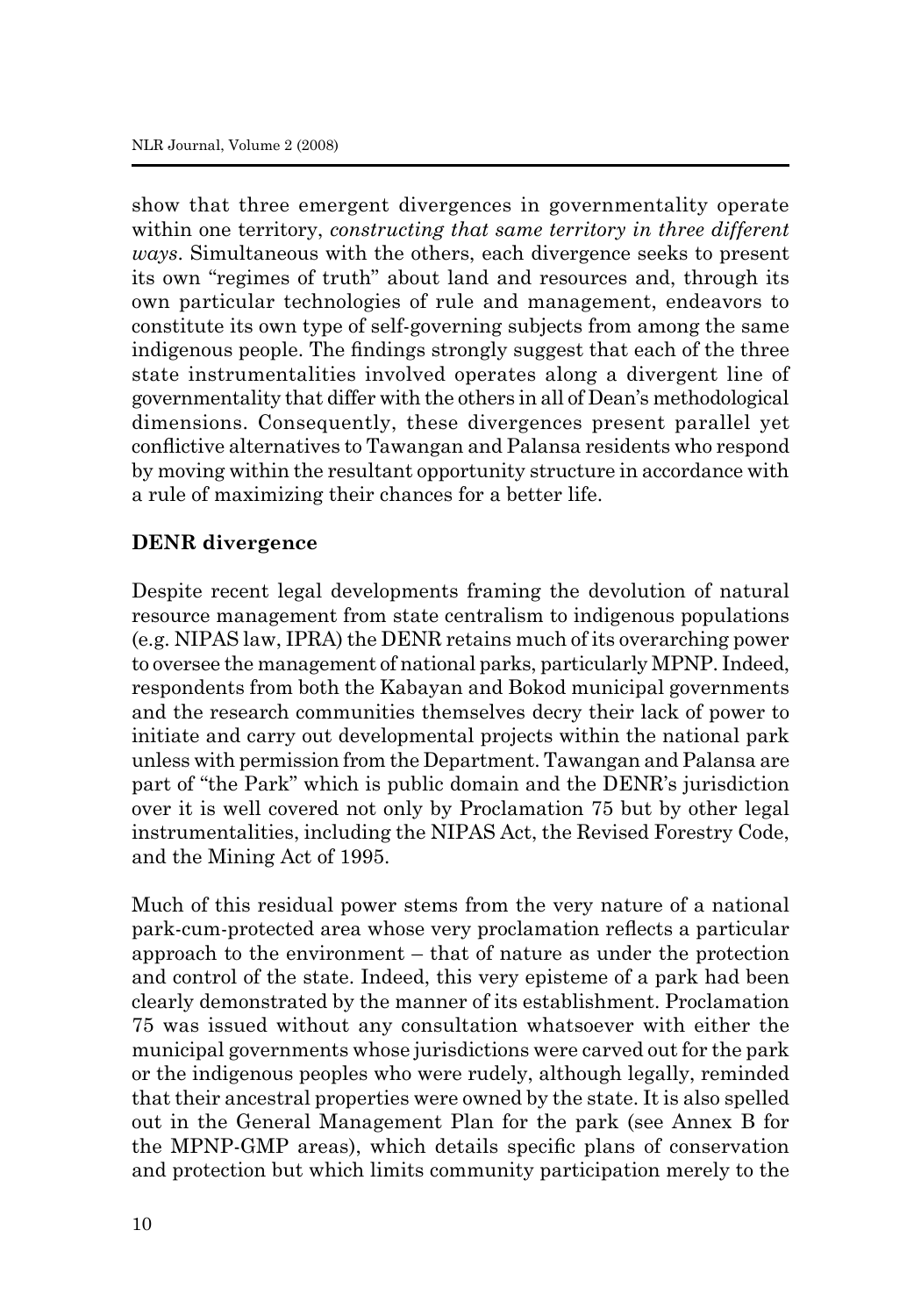show that three emergent divergences in governmentality operate within one territory, *constructing that same territory in three different ways*. Simultaneous with the others, each divergence seeks to present its own "regimes of truth" about land and resources and, through its own particular technologies of rule and management, endeavors to constitute its own type of self-governing subjects from among the same indigenous people. The findings strongly suggest that each of the three state instrumentalities involved operates along a divergent line of governmentality that differ with the others in all of Dean's methodological dimensions. Consequently, these divergences present parallel yet conflictive alternatives to Tawangan and Palansa residents who respond by moving within the resultant opportunity structure in accordance with a rule of maximizing their chances for a better life.

**DENR divergence**

Despite recent legal developments framing the devolution of natural resource management from state centralism to indigenous populations (e.g. NIPAS law, IPRA) the DENR retains much of its overarching power to oversee the management of national parks, particularly MPNP. Indeed, respondents from both the Kabayan and Bokod municipal governments and the research communities themselves decry their lack of power to initiate and carry out developmental projects within the national park unless with permission from the Department. Tawangan and Palansa are part of "the Park" which is public domain and the DENR's jurisdiction over it is well covered not only by Proclamation 75 but by other legal instrumentalities, including the NIPAS Act, the Revised Forestry Code, and the Mining Act of 1995.

Much of this residual power stems from the very nature of a national park-cum-protected area whose very proclamation reflects a particular approach to the environment – that of nature as under the protection and control of the state. Indeed, this very episteme of a park had been clearly demonstrated by the manner of its establishment. Proclamation 75 was issued without any consultation whatsoever with either the municipal governments whose jurisdictions were carved out for the park or the indigenous peoples who were rudely, although legally, reminded that their ancestral properties were owned by the state. It is also spelled out in the General Management Plan for the park (see Annex B for the MPNP-GMP areas), which details specific plans of conservation and protection but which limits community participation merely to the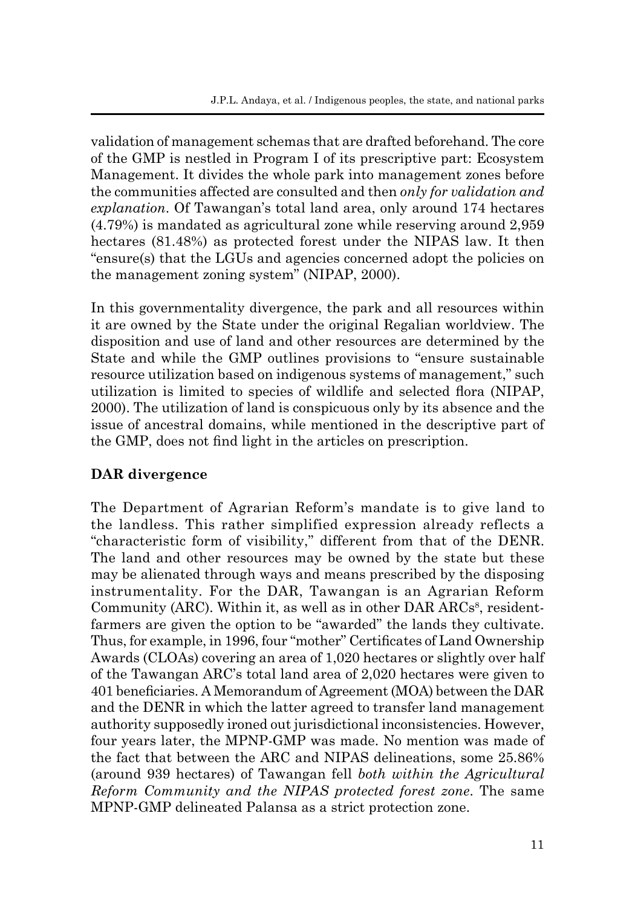validation of management schemas that are drafted beforehand. The core of the GMP is nestled in Program I of its prescriptive part: Ecosystem Management. It divides the whole park into management zones before the communities affected are consulted and then *only for validation and explanation*. Of Tawangan's total land area, only around 174 hectares (4.79%) is mandated as agricultural zone while reserving around 2,959 hectares (81.48%) as protected forest under the NIPAS law. It then "ensure(s) that the LGUs and agencies concerned adopt the policies on the management zoning system" (NIPAP, 2000).

In this governmentality divergence, the park and all resources within it are owned by the State under the original Regalian worldview. The disposition and use of land and other resources are determined by the State and while the GMP outlines provisions to "ensure sustainable resource utilization based on indigenous systems of management," such utilization is limited to species of wildlife and selected flora (NIPAP, 2000). The utilization of land is conspicuous only by its absence and the issue of ancestral domains, while mentioned in the descriptive part of the GMP, does not find light in the articles on prescription.

**DAR divergence**

The Department of Agrarian Reform's mandate is to give land to the landless. This rather simplified expression already reflects a "characteristic form of visibility," different from that of the DENR. The land and other resources may be owned by the state but these may be alienated through ways and means prescribed by the disposing instrumentality. For the DAR, Tawangan is an Agrarian Reform Community (ARC). Within it, as well as in other DAR ARCs[8], resident-farmers are given the option to be "awarded" the lands they cultivate. Thus, for example, in 1996, four "mother" Certificates of Land Ownership Awards (CLOAs) covering an area of 1,020 hectares or slightly over half of the Tawangan ARC's total land area of 2,020 hectares were given to 401 beneficiaries. A Memorandum of Agreement (MOA) between the DAR and the DENR in which the latter agreed to transfer land management authority supposedly ironed out jurisdictional inconsistencies. However, four years later, the MPNP-GMP was made. No mention was made of the fact that between the ARC and NIPAS delineations, some 25.86% (around 939 hectares) of Tawangan fell *both within the Agricultural Reform Community and the NIPAS protected forest zone*. The same MPNP-GMP delineated Palansa as a strict protection zone.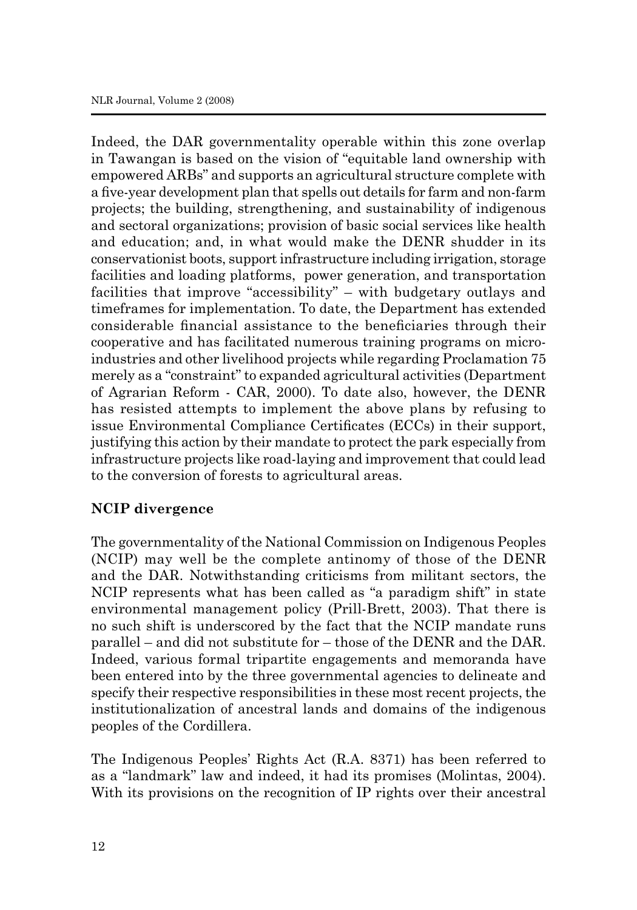Indeed, the DAR governmentality operable within this zone overlap in Tawangan is based on the vision of "equitable land ownership with empowered ARBs" and supports an agricultural structure complete with a five-year development plan that spells out details for farm and non-farm projects; the building, strengthening, and sustainability of indigenous and sectoral organizations; provision of basic social services like health and education; and, in what would make the DENR shudder in its conservationist boots, support infrastructure including irrigation, storage facilities and loading platforms, power generation, and transportation facilities that improve "accessibility" – with budgetary outlays and timeframes for implementation. To date, the Department has extended considerable financial assistance to the beneficiaries through their cooperative and has facilitated numerous training programs on micro-industries and other livelihood projects while regarding Proclamation 75 merely as a "constraint" to expanded agricultural activities (Department of Agrarian Reform - CAR, 2000). To date also, however, the DENR has resisted attempts to implement the above plans by refusing to issue Environmental Compliance Certificates (ECCs) in their support, justifying this action by their mandate to protect the park especially from infrastructure projects like road-laying and improvement that could lead to the conversion of forests to agricultural areas.

**NCIP divergence**

The governmentality of the National Commission on Indigenous Peoples (NCIP) may well be the complete antinomy of those of the DENR and the DAR. Notwithstanding criticisms from militant sectors, the NCIP represents what has been called as "a paradigm shift" in state environmental management policy (Prill-Brett, 2003). That there is no such shift is underscored by the fact that the NCIP mandate runs parallel – and did not substitute for – those of the DENR and the DAR. Indeed, various formal tripartite engagements and memoranda have been entered into by the three governmental agencies to delineate and specify their respective responsibilities in these most recent projects, the institutionalization of ancestral lands and domains of the indigenous peoples of the Cordillera.

The Indigenous Peoples' Rights Act (R.A. 8371) has been referred to as a "landmark" law and indeed, it had its promises (Molintas, 2004). With its provisions on the recognition of IP rights over their ancestral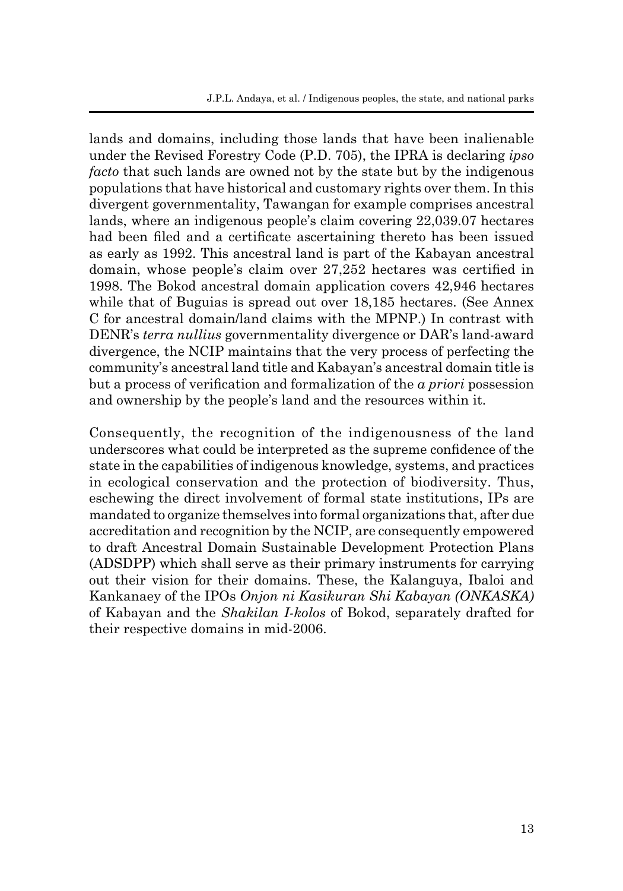lands and domains, including those lands that have been inalienable under the Revised Forestry Code (P.D. 705), the IPRA is declaring *ipso facto* that such lands are owned not by the state but by the indigenous populations that have historical and customary rights over them. In this divergent governmentality, Tawangan for example comprises ancestral lands, where an indigenous people's claim covering 22,039.07 hectares had been filed and a certificate ascertaining thereto has been issued as early as 1992. This ancestral land is part of the Kabayan ancestral domain, whose people's claim over 27,252 hectares was certified in 1998. The Bokod ancestral domain application covers 42,946 hectares while that of Buguias is spread out over 18,185 hectares. (See Annex C for ancestral domain/land claims with the MPNP.) In contrast with DENR's *terra nullius* governmentality divergence or DAR's land-award divergence, the NCIP maintains that the very process of perfecting the community's ancestral land title and Kabayan's ancestral domain title is but a process of verification and formalization of the *a priori* possession and ownership by the people's land and the resources within it.

Consequently, the recognition of the indigenousness of the land underscores what could be interpreted as the supreme confidence of the state in the capabilities of indigenous knowledge, systems, and practices in ecological conservation and the protection of biodiversity. Thus, eschewing the direct involvement of formal state institutions, IPs are mandated to organize themselves into formal organizations that, after due accreditation and recognition by the NCIP, are consequently empowered to draft Ancestral Domain Sustainable Development Protection Plans (ADSDPP) which shall serve as their primary instruments for carrying out their vision for their domains. These, the Kalanguya, Ibaloi and Kankanaey of the IPOs *Onjon ni Kasikuran Shi Kabayan (ONKASKA)* of Kabayan and the *Shakilan I-kolos* of Bokod, separately drafted for their respective domains in mid-2006.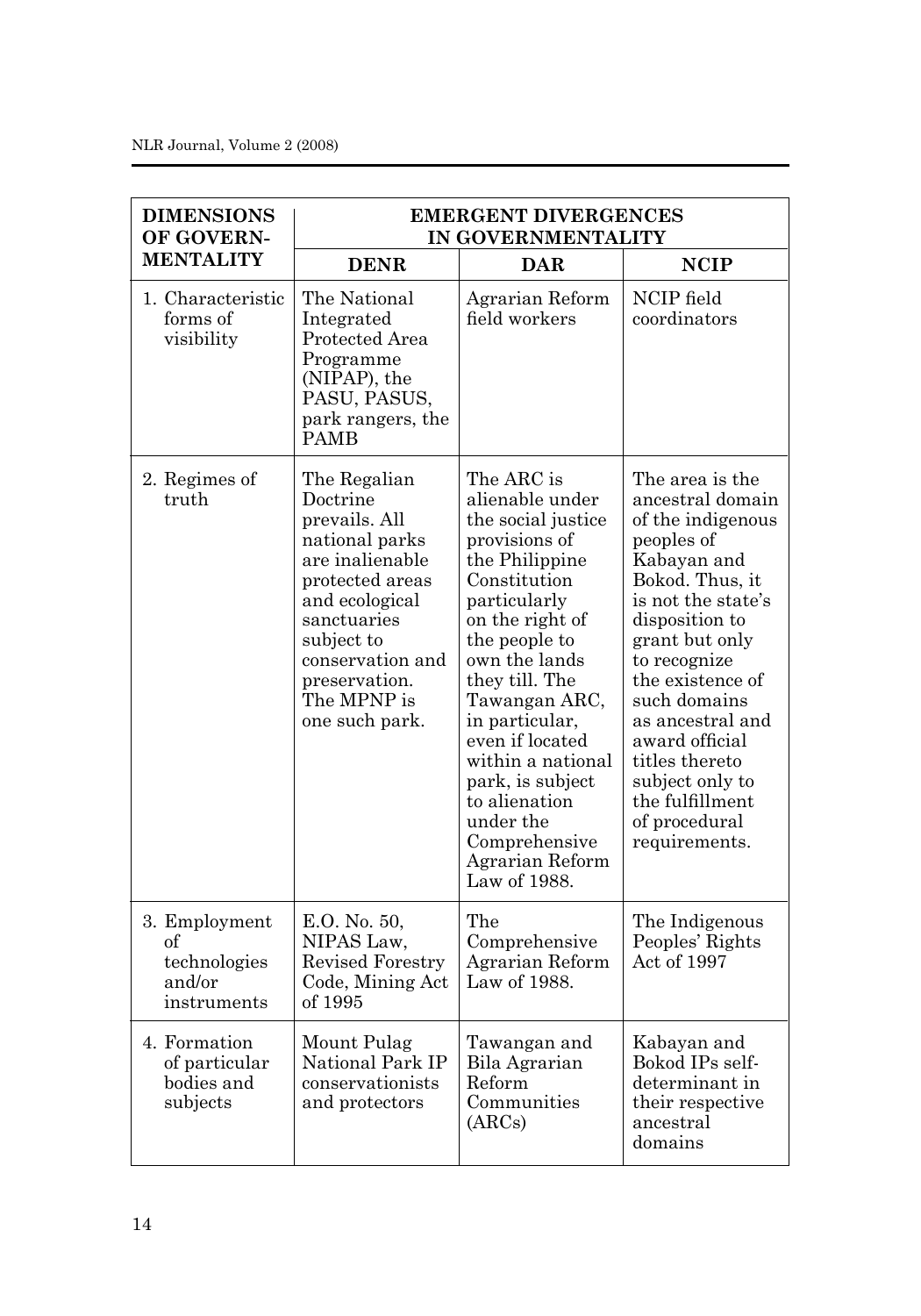| DIMENSIONS OF GOVERN-MENTALITY | EMERGENT DIVERGENCES IN GOVERNMENTALITY | | |
|---|---|---|---|
| | **DENR** | **DAR** | **NCIP** |
| 1. Characteristic forms of visibility | The National Integrated Protected Area Programme (NIPAP), the PASU, PASUS, park rangers, the PAMB | Agrarian Reform field workers | NCIP field coordinators |
| 2. Regimes of truth | The Regalian Doctrine prevails. All national parks are inalienable protected areas and ecological sanctuaries subject to conservation and preservation. The MPNP is one such park. | The ARC is alienable under the social justice provisions of the Philippine Constitution particularly on the right of the people to own the lands they till. The Tawangan ARC, in particular, even if located within a national park, is subject to alienation under the Comprehensive Agrarian Reform Law of 1988. | The area is the ancestral domain of the indigenous peoples of Kabayan and Bokod. Thus, it is not the state's disposition to grant but only to recognize the existence of such domains as ancestral and award official titles thereto subject only to the fulfillment of procedural requirements. |
| 3. Employment of technologies and/or instruments | E.O. No. 50, NIPAS Law, Revised Forestry Code, Mining Act of 1995 | The Comprehensive Agrarian Reform Law of 1988. | The Indigenous Peoples' Rights Act of 1997 |
| 4. Formation of particular bodies and subjects | Mount Pulag National Park IP conservationists and protectors | Tawangan and Bila Agrarian Reform Communities (ARCs) | Kabayan and Bokod IPs self-determinant in their respective ancestral domains |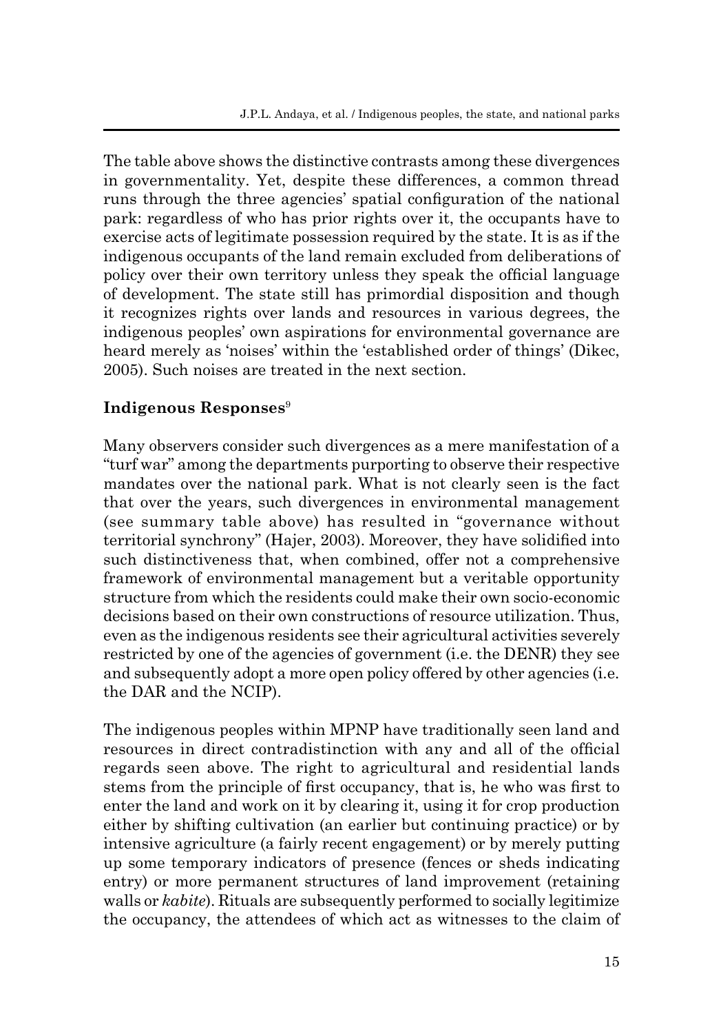The table above shows the distinctive contrasts among these divergences in governmentality. Yet, despite these differences, a common thread runs through the three agencies' spatial configuration of the national park: regardless of who has prior rights over it, the occupants have to exercise acts of legitimate possession required by the state. It is as if the indigenous occupants of the land remain excluded from deliberations of policy over their own territory unless they speak the official language of development. The state still has primordial disposition and though it recognizes rights over lands and resources in various degrees, the indigenous peoples' own aspirations for environmental governance are heard merely as 'noises' within the 'established order of things' (Dikec, 2005). Such noises are treated in the next section.

## Indigenous Responses[9]

Many observers consider such divergences as a mere manifestation of a "turf war" among the departments purporting to observe their respective mandates over the national park. What is not clearly seen is the fact that over the years, such divergences in environmental management (see summary table above) has resulted in "governance without territorial synchrony" (Hajer, 2003). Moreover, they have solidified into such distinctiveness that, when combined, offer not a comprehensive framework of environmental management but a veritable opportunity structure from which the residents could make their own socio-economic decisions based on their own constructions of resource utilization. Thus, even as the indigenous residents see their agricultural activities severely restricted by one of the agencies of government (i.e. the DENR) they see and subsequently adopt a more open policy offered by other agencies (i.e. the DAR and the NCIP).

The indigenous peoples within MPNP have traditionally seen land and resources in direct contradistinction with any and all of the official regards seen above. The right to agricultural and residential lands stems from the principle of first occupancy, that is, he who was first to enter the land and work on it by clearing it, using it for crop production either by shifting cultivation (an earlier but continuing practice) or by intensive agriculture (a fairly recent engagement) or by merely putting up some temporary indicators of presence (fences or sheds indicating entry) or more permanent structures of land improvement (retaining walls or *kabite*). Rituals are subsequently performed to socially legitimize the occupancy, the attendees of which act as witnesses to the claim of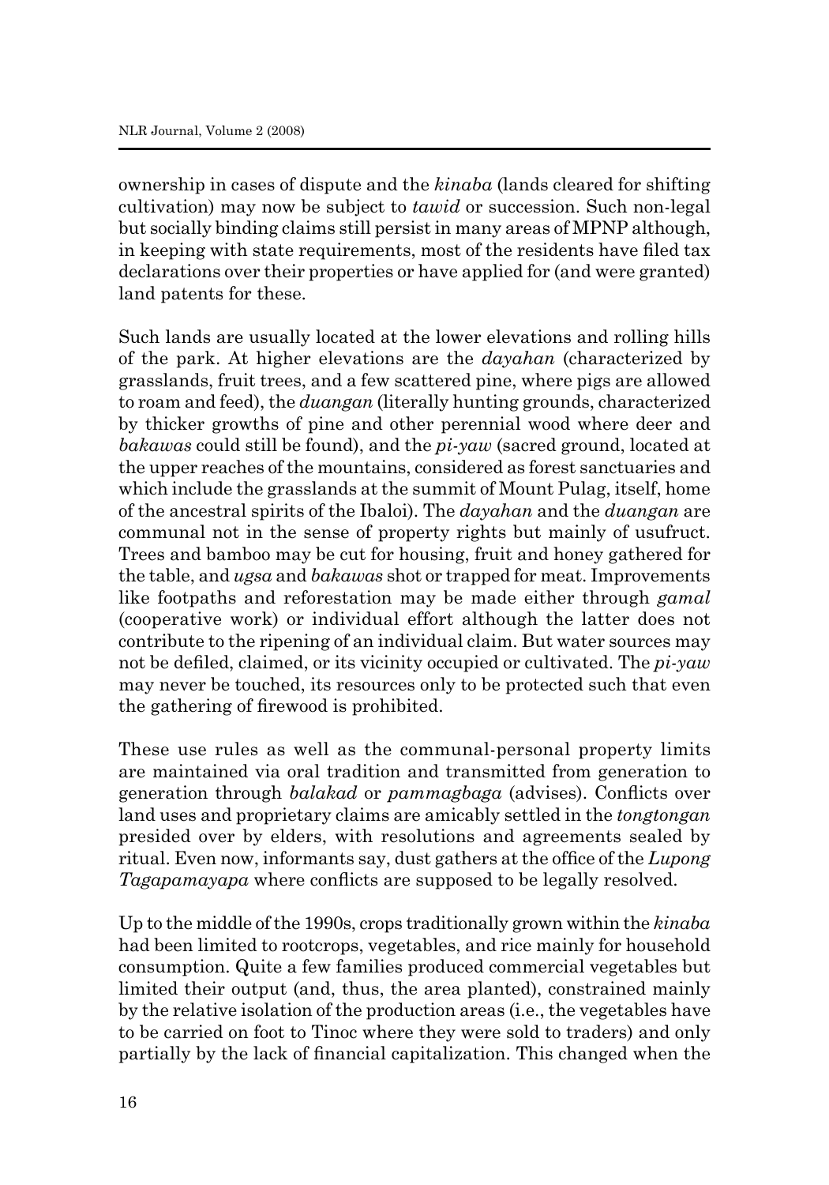ownership in cases of dispute and the *kinaba* (lands cleared for shifting cultivation) may now be subject to *tawid* or succession. Such non-legal but socially binding claims still persist in many areas of MPNP although, in keeping with state requirements, most of the residents have filed tax declarations over their properties or have applied for (and were granted) land patents for these.

Such lands are usually located at the lower elevations and rolling hills of the park. At higher elevations are the *dayahan* (characterized by grasslands, fruit trees, and a few scattered pine, where pigs are allowed to roam and feed), the *duangan* (literally hunting grounds, characterized by thicker growths of pine and other perennial wood where deer and *bakawas* could still be found), and the *pi-yaw* (sacred ground, located at the upper reaches of the mountains, considered as forest sanctuaries and which include the grasslands at the summit of Mount Pulag, itself, home of the ancestral spirits of the Ibaloi). The *dayahan* and the *duangan* are communal not in the sense of property rights but mainly of usufruct. Trees and bamboo may be cut for housing, fruit and honey gathered for the table, and *ugsa* and *bakawas* shot or trapped for meat. Improvements like footpaths and reforestation may be made either through *gamal* (cooperative work) or individual effort although the latter does not contribute to the ripening of an individual claim. But water sources may not be defiled, claimed, or its vicinity occupied or cultivated. The *pi-yaw* may never be touched, its resources only to be protected such that even the gathering of firewood is prohibited.

These use rules as well as the communal-personal property limits are maintained via oral tradition and transmitted from generation to generation through *balakad* or *pammagbaga* (advises). Conflicts over land uses and proprietary claims are amicably settled in the *tongtongan* presided over by elders, with resolutions and agreements sealed by ritual. Even now, informants say, dust gathers at the office of the *Lupong Tagapamayapa* where conflicts are supposed to be legally resolved.

Up to the middle of the 1990s, crops traditionally grown within the *kinaba* had been limited to rootcrops, vegetables, and rice mainly for household consumption. Quite a few families produced commercial vegetables but limited their output (and, thus, the area planted), constrained mainly by the relative isolation of the production areas (i.e., the vegetables have to be carried on foot to Tinoc where they were sold to traders) and only partially by the lack of financial capitalization. This changed when the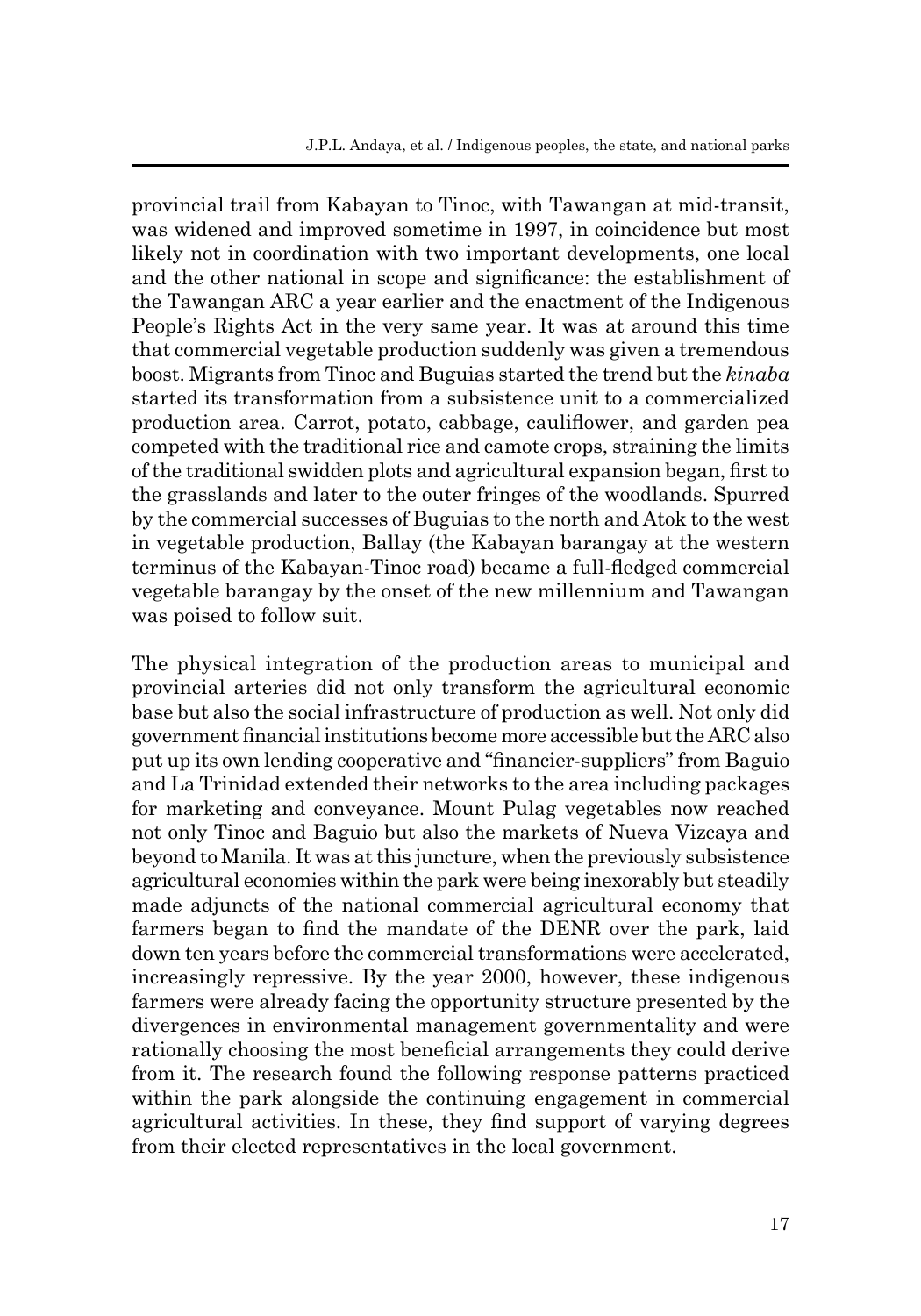provincial trail from Kabayan to Tinoc, with Tawangan at mid-transit, was widened and improved sometime in 1997, in coincidence but most likely not in coordination with two important developments, one local and the other national in scope and significance: the establishment of the Tawangan ARC a year earlier and the enactment of the Indigenous People's Rights Act in the very same year. It was at around this time that commercial vegetable production suddenly was given a tremendous boost. Migrants from Tinoc and Buguias started the trend but the *kinaba* started its transformation from a subsistence unit to a commercialized production area. Carrot, potato, cabbage, cauliflower, and garden pea competed with the traditional rice and camote crops, straining the limits of the traditional swidden plots and agricultural expansion began, first to the grasslands and later to the outer fringes of the woodlands. Spurred by the commercial successes of Buguias to the north and Atok to the west in vegetable production, Ballay (the Kabayan barangay at the western terminus of the Kabayan-Tinoc road) became a full-fledged commercial vegetable barangay by the onset of the new millennium and Tawangan was poised to follow suit.

The physical integration of the production areas to municipal and provincial arteries did not only transform the agricultural economic base but also the social infrastructure of production as well. Not only did government financial institutions become more accessible but the ARC also put up its own lending cooperative and "financier-suppliers" from Baguio and La Trinidad extended their networks to the area including packages for marketing and conveyance. Mount Pulag vegetables now reached not only Tinoc and Baguio but also the markets of Nueva Vizcaya and beyond to Manila. It was at this juncture, when the previously subsistence agricultural economies within the park were being inexorably but steadily made adjuncts of the national commercial agricultural economy that farmers began to find the mandate of the DENR over the park, laid down ten years before the commercial transformations were accelerated, increasingly repressive. By the year 2000, however, these indigenous farmers were already facing the opportunity structure presented by the divergences in environmental management governmentality and were rationally choosing the most beneficial arrangements they could derive from it. The research found the following response patterns practiced within the park alongside the continuing engagement in commercial agricultural activities. In these, they find support of varying degrees from their elected representatives in the local government.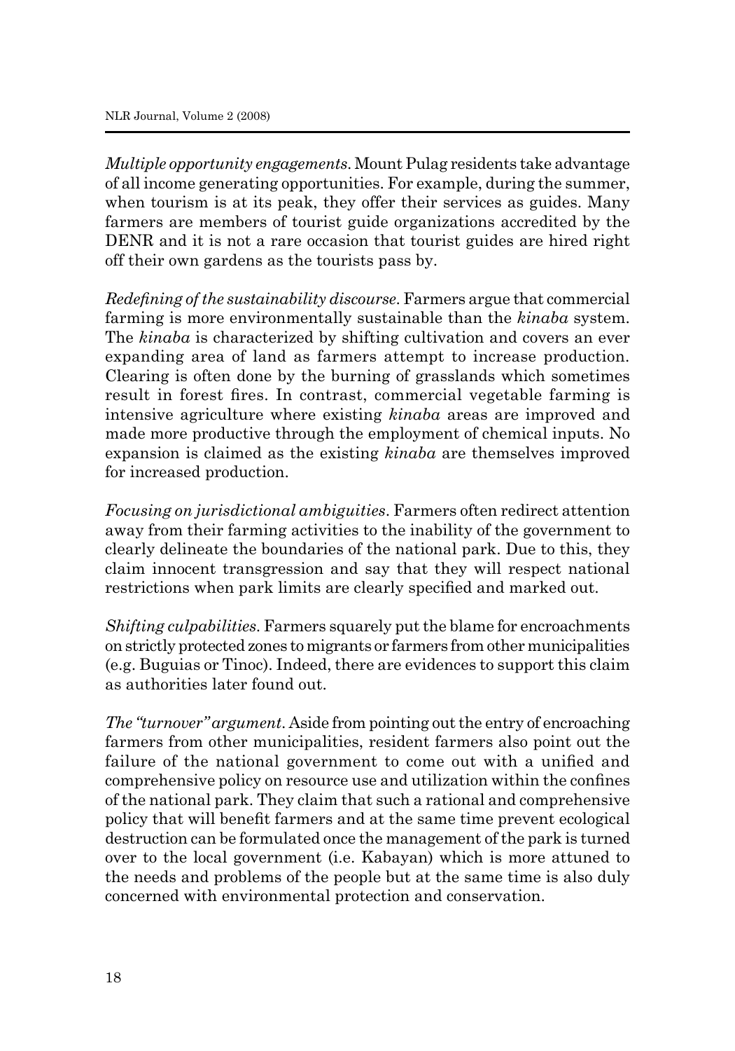*Multiple opportunity engagements.* Mount Pulag residents take advantage of all income generating opportunities. For example, during the summer, when tourism is at its peak, they offer their services as guides. Many farmers are members of tourist guide organizations accredited by the DENR and it is not a rare occasion that tourist guides are hired right off their own gardens as the tourists pass by.

*Redefining of the sustainability discourse.* Farmers argue that commercial farming is more environmentally sustainable than the *kinaba* system. The *kinaba* is characterized by shifting cultivation and covers an ever expanding area of land as farmers attempt to increase production. Clearing is often done by the burning of grasslands which sometimes result in forest fires. In contrast, commercial vegetable farming is intensive agriculture where existing *kinaba* areas are improved and made more productive through the employment of chemical inputs. No expansion is claimed as the existing *kinaba* are themselves improved for increased production.

*Focusing on jurisdictional ambiguities.* Farmers often redirect attention away from their farming activities to the inability of the government to clearly delineate the boundaries of the national park. Due to this, they claim innocent transgression and say that they will respect national restrictions when park limits are clearly specified and marked out.

*Shifting culpabilities.* Farmers squarely put the blame for encroachments on strictly protected zones to migrants or farmers from other municipalities (e.g. Buguias or Tinoc). Indeed, there are evidences to support this claim as authorities later found out.

*The "turnover" argument.* Aside from pointing out the entry of encroaching farmers from other municipalities, resident farmers also point out the failure of the national government to come out with a unified and comprehensive policy on resource use and utilization within the confines of the national park. They claim that such a rational and comprehensive policy that will benefit farmers and at the same time prevent ecological destruction can be formulated once the management of the park is turned over to the local government (i.e. Kabayan) which is more attuned to the needs and problems of the people but at the same time is also duly concerned with environmental protection and conservation.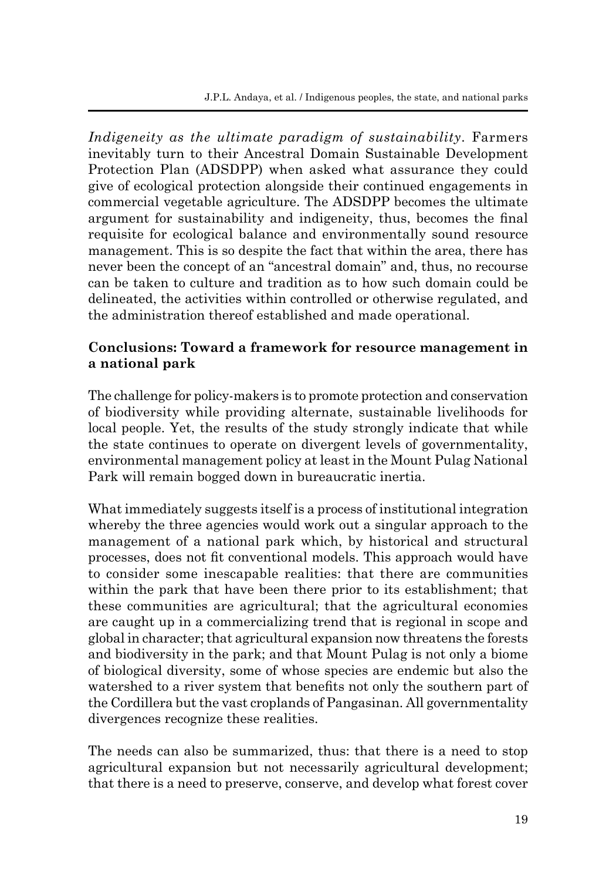*Indigeneity as the ultimate paradigm of sustainability*. Farmers inevitably turn to their Ancestral Domain Sustainable Development Protection Plan (ADSDPP) when asked what assurance they could give of ecological protection alongside their continued engagements in commercial vegetable agriculture. The ADSDPP becomes the ultimate argument for sustainability and indigeneity, thus, becomes the final requisite for ecological balance and environmentally sound resource management. This is so despite the fact that within the area, there has never been the concept of an "ancestral domain" and, thus, no recourse can be taken to culture and tradition as to how such domain could be delineated, the activities within controlled or otherwise regulated, and the administration thereof established and made operational.

## Conclusions: Toward a framework for resource management in a national park

The challenge for policy-makers is to promote protection and conservation of biodiversity while providing alternate, sustainable livelihoods for local people. Yet, the results of the study strongly indicate that while the state continues to operate on divergent levels of governmentality, environmental management policy at least in the Mount Pulag National Park will remain bogged down in bureaucratic inertia.

What immediately suggests itself is a process of institutional integration whereby the three agencies would work out a singular approach to the management of a national park which, by historical and structural processes, does not fit conventional models. This approach would have to consider some inescapable realities: that there are communities within the park that have been there prior to its establishment; that these communities are agricultural; that the agricultural economies are caught up in a commercializing trend that is regional in scope and global in character; that agricultural expansion now threatens the forests and biodiversity in the park; and that Mount Pulag is not only a biome of biological diversity, some of whose species are endemic but also the watershed to a river system that benefits not only the southern part of the Cordillera but the vast croplands of Pangasinan. All governmentality divergences recognize these realities.

The needs can also be summarized, thus: that there is a need to stop agricultural expansion but not necessarily agricultural development; that there is a need to preserve, conserve, and develop what forest cover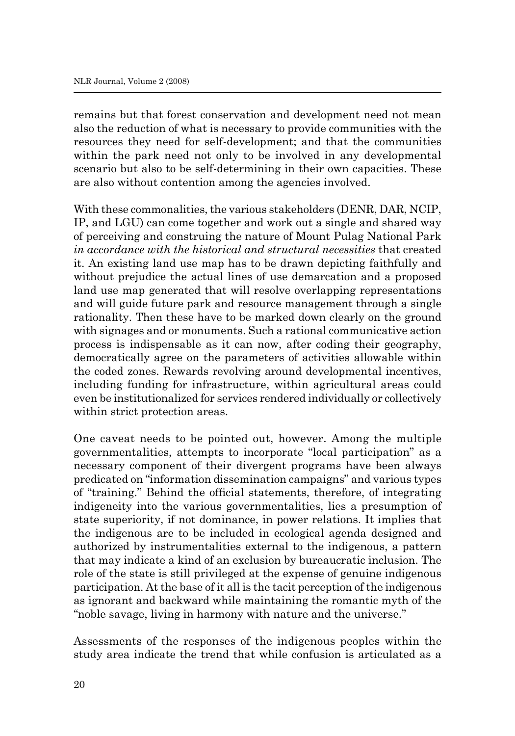remains but that forest conservation and development need not mean also the reduction of what is necessary to provide communities with the resources they need for self-development; and that the communities within the park need not only to be involved in any developmental scenario but also to be self-determining in their own capacities. These are also without contention among the agencies involved.

With these commonalities, the various stakeholders (DENR, DAR, NCIP, IP, and LGU) can come together and work out a single and shared way of perceiving and construing the nature of Mount Pulag National Park *in accordance with the historical and structural necessities* that created it. An existing land use map has to be drawn depicting faithfully and without prejudice the actual lines of use demarcation and a proposed land use map generated that will resolve overlapping representations and will guide future park and resource management through a single rationality. Then these have to be marked down clearly on the ground with signages and or monuments. Such a rational communicative action process is indispensable as it can now, after coding their geography, democratically agree on the parameters of activities allowable within the coded zones. Rewards revolving around developmental incentives, including funding for infrastructure, within agricultural areas could even be institutionalized for services rendered individually or collectively within strict protection areas.

One caveat needs to be pointed out, however. Among the multiple governmentalities, attempts to incorporate "local participation" as a necessary component of their divergent programs have been always predicated on "information dissemination campaigns" and various types of "training." Behind the official statements, therefore, of integrating indigeneity into the various governmentalities, lies a presumption of state superiority, if not dominance, in power relations. It implies that the indigenous are to be included in ecological agenda designed and authorized by instrumentalities external to the indigenous, a pattern that may indicate a kind of an exclusion by bureaucratic inclusion. The role of the state is still privileged at the expense of genuine indigenous participation. At the base of it all is the tacit perception of the indigenous as ignorant and backward while maintaining the romantic myth of the "noble savage, living in harmony with nature and the universe."

Assessments of the responses of the indigenous peoples within the study area indicate the trend that while confusion is articulated as a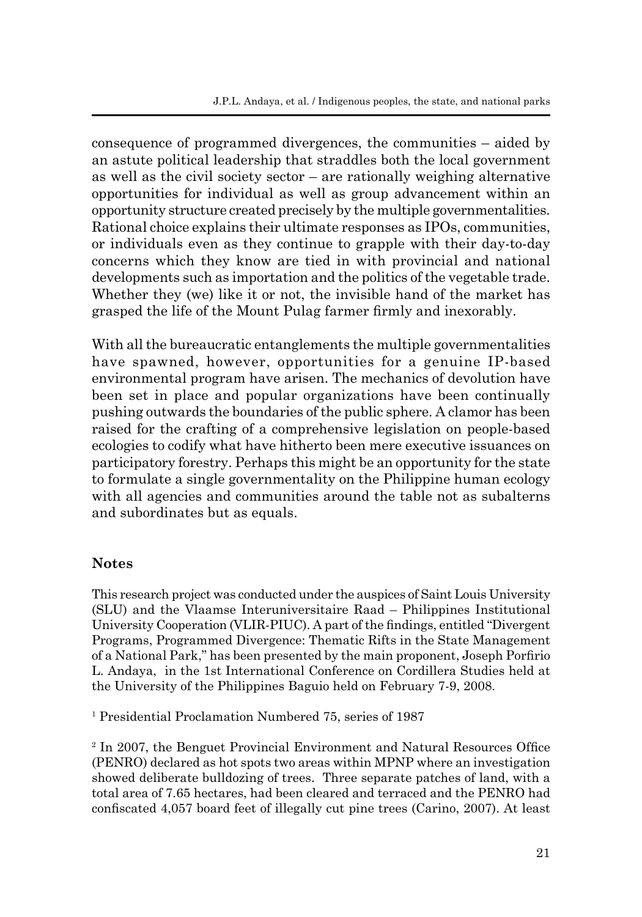consequence of programmed divergences, the communities – aided by an astute political leadership that straddles both the local government as well as the civil society sector – are rationally weighing alternative opportunities for individual as well as group advancement within an opportunity structure created precisely by the multiple governmentalities. Rational choice explains their ultimate responses as IPOs, communities, or individuals even as they continue to grapple with their day-to-day concerns which they know are tied in with provincial and national developments such as importation and the politics of the vegetable trade. Whether they (we) like it or not, the invisible hand of the market has grasped the life of the Mount Pulag farmer firmly and inexorably.

With all the bureaucratic entanglements the multiple governmentalities have spawned, however, opportunities for a genuine IP-based environmental program have arisen. The mechanics of devolution have been set in place and popular organizations have been continually pushing outwards the boundaries of the public sphere. A clamor has been raised for the crafting of a comprehensive legislation on people-based ecologies to codify what have hitherto been mere executive issuances on participatory forestry. Perhaps this might be an opportunity for the state to formulate a single governmentality on the Philippine human ecology with all agencies and communities around the table not as subalterns and subordinates but as equals.

## Notes

This research project was conducted under the auspices of Saint Louis University (SLU) and the Vlaamse Interuniversitaire Raad – Philippines Institutional University Cooperation (VLIR-PIUC). A part of the findings, entitled "Divergent Programs, Programmed Divergence: Thematic Rifts in the State Management of a National Park," has been presented by the main proponent, Joseph Porfirio L. Andaya, in the 1st International Conference on Cordillera Studies held at the University of the Philippines Baguio held on February 7-9, 2008.

[1] Presidential Proclamation Numbered 75, series of 1987

[2] In 2007, the Benguet Provincial Environment and Natural Resources Office (PENRO) declared as hot spots two areas within MPNP where an investigation showed deliberate bulldozing of trees. Three separate patches of land, with a total area of 7.65 hectares, had been cleared and terraced and the PENRO had confiscated 4,057 board feet of illegally cut pine trees (Carino, 2007). At least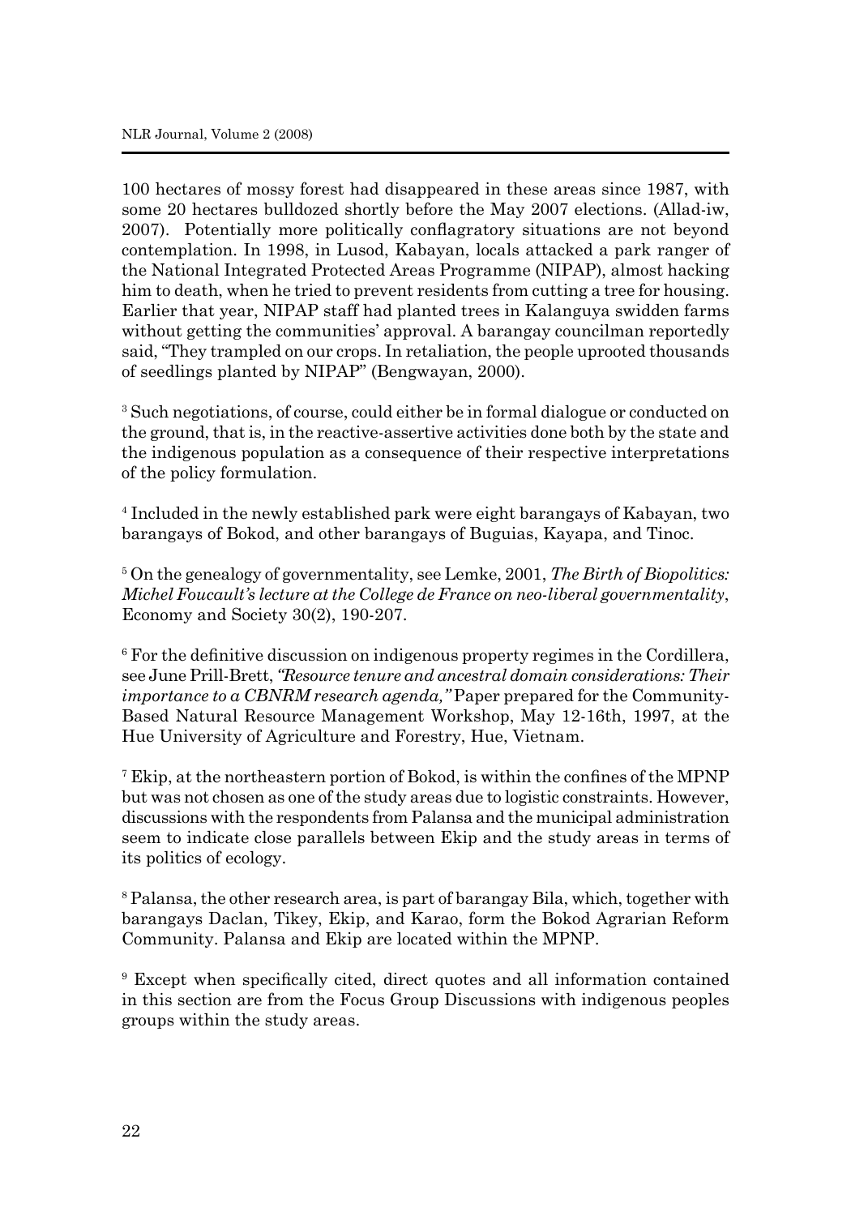100 hectares of mossy forest had disappeared in these areas since 1987, with some 20 hectares bulldozed shortly before the May 2007 elections. (Allad-iw, 2007). Potentially more politically conflagratory situations are not beyond contemplation. In 1998, in Lusod, Kabayan, locals attacked a park ranger of the National Integrated Protected Areas Programme (NIPAP), almost hacking him to death, when he tried to prevent residents from cutting a tree for housing. Earlier that year, NIPAP staff had planted trees in Kalanguya swidden farms without getting the communities' approval. A barangay councilman reportedly said, "They trampled on our crops. In retaliation, the people uprooted thousands of seedlings planted by NIPAP" (Bengwayan, 2000).

[3] Such negotiations, of course, could either be in formal dialogue or conducted on the ground, that is, in the reactive-assertive activities done both by the state and the indigenous population as a consequence of their respective interpretations of the policy formulation.

[4] Included in the newly established park were eight barangays of Kabayan, two barangays of Bokod, and other barangays of Buguias, Kayapa, and Tinoc.

[5] On the genealogy of governmentality, see Lemke, 2001, *The Birth of Biopolitics: Michel Foucault's lecture at the College de France on neo-liberal governmentality*, Economy and Society 30(2), 190-207.

[6] For the definitive discussion on indigenous property regimes in the Cordillera, see June Prill-Brett, *"Resource tenure and ancestral domain considerations: Their importance to a CBNRM research agenda,"* Paper prepared for the Community-Based Natural Resource Management Workshop, May 12-16th, 1997, at the Hue University of Agriculture and Forestry, Hue, Vietnam.

[7] Ekip, at the northeastern portion of Bokod, is within the confines of the MPNP but was not chosen as one of the study areas due to logistic constraints. However, discussions with the respondents from Palansa and the municipal administration seem to indicate close parallels between Ekip and the study areas in terms of its politics of ecology.

[8] Palansa, the other research area, is part of barangay Bila, which, together with barangays Daclan, Tikey, Ekip, and Karao, form the Bokod Agrarian Reform Community. Palansa and Ekip are located within the MPNP.

[9] Except when specifically cited, direct quotes and all information contained in this section are from the Focus Group Discussions with indigenous peoples groups within the study areas.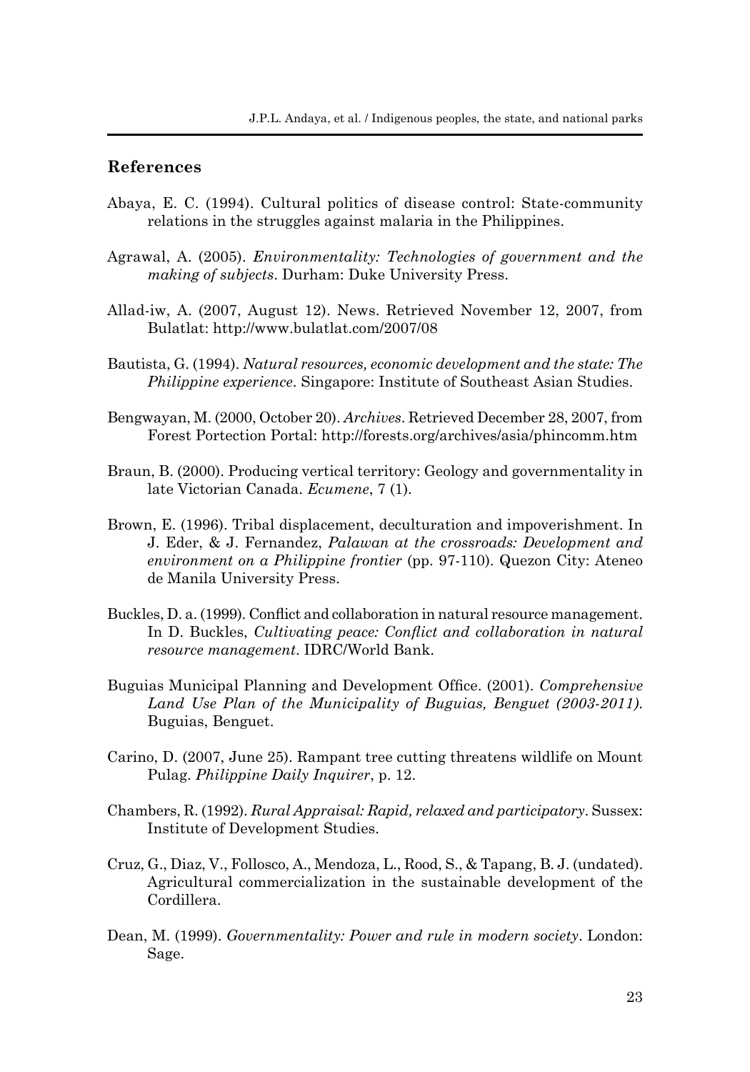## References

Abaya, E. C. (1994). Cultural politics of disease control: State-community relations in the struggles against malaria in the Philippines.

Agrawal, A. (2005). *Environmentality: Technologies of government and the making of subjects*. Durham: Duke University Press.

Allad-iw, A. (2007, August 12). News. Retrieved November 12, 2007, from Bulatlat: http://www.bulatlat.com/2007/08

Bautista, G. (1994). *Natural resources, economic development and the state: The Philippine experience*. Singapore: Institute of Southeast Asian Studies.

Bengwayan, M. (2000, October 20). *Archives*. Retrieved December 28, 2007, from Forest Portection Portal: http://forests.org/archives/asia/phincomm.htm

Braun, B. (2000). Producing vertical territory: Geology and governmentality in late Victorian Canada. *Ecumene*, 7 (1).

Brown, E. (1996). Tribal displacement, deculturation and impoverishment. In J. Eder, & J. Fernandez, *Palawan at the crossroads: Development and environment on a Philippine frontier* (pp. 97-110). Quezon City: Ateneo de Manila University Press.

Buckles, D. a. (1999). Conflict and collaboration in natural resource management. In D. Buckles, *Cultivating peace: Conflict and collaboration in natural resource management*. IDRC/World Bank.

Buguias Municipal Planning and Development Office. (2001). *Comprehensive Land Use Plan of the Municipality of Buguias, Benguet (2003-2011)*. Buguias, Benguet.

Carino, D. (2007, June 25). Rampant tree cutting threatens wildlife on Mount Pulag. *Philippine Daily Inquirer*, p. 12.

Chambers, R. (1992). *Rural Appraisal: Rapid, relaxed and participatory*. Sussex: Institute of Development Studies.

Cruz, G., Diaz, V., Follosco, A., Mendoza, L., Rood, S., & Tapang, B. J. (undated). Agricultural commercialization in the sustainable development of the Cordillera.

Dean, M. (1999). *Governmentality: Power and rule in modern society*. London: Sage.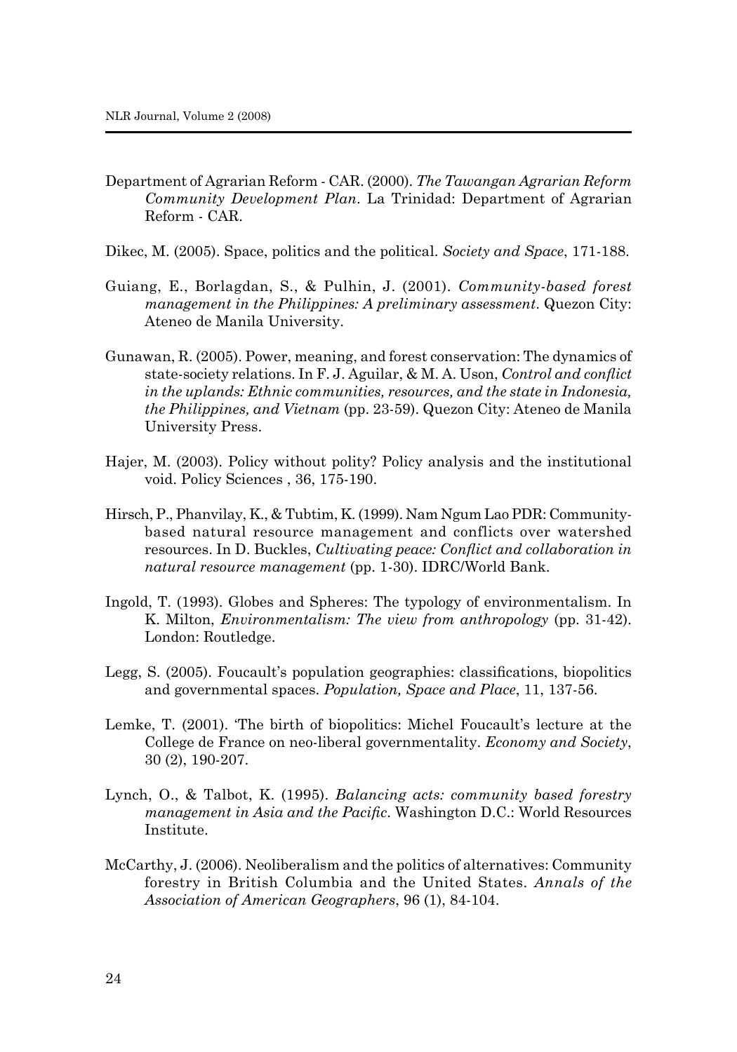Department of Agrarian Reform - CAR. (2000). *The Tawangan Agrarian Reform Community Development Plan*. La Trinidad: Department of Agrarian Reform - CAR.

Dikec, M. (2005). Space, politics and the political. *Society and Space*, 171-188.

Guiang, E., Borlagdan, S., & Pulhin, J. (2001). *Community-based forest management in the Philippines: A preliminary assessment*. Quezon City: Ateneo de Manila University.

Gunawan, R. (2005). Power, meaning, and forest conservation: The dynamics of state-society relations. In F. J. Aguilar, & M. A. Uson, *Control and conflict in the uplands: Ethnic communities, resources, and the state in Indonesia, the Philippines, and Vietnam* (pp. 23-59). Quezon City: Ateneo de Manila University Press.

Hajer, M. (2003). Policy without polity? Policy analysis and the institutional void. Policy Sciences , 36, 175-190.

Hirsch, P., Phanvilay, K., & Tubtim, K. (1999). Nam Ngum Lao PDR: Community-based natural resource management and conflicts over watershed resources. In D. Buckles, *Cultivating peace: Conflict and collaboration in natural resource management* (pp. 1-30). IDRC/World Bank.

Ingold, T. (1993). Globes and Spheres: The typology of environmentalism. In K. Milton, *Environmentalism: The view from anthropology* (pp. 31-42). London: Routledge.

Legg, S. (2005). Foucault's population geographies: classifications, biopolitics and governmental spaces. *Population, Space and Place*, 11, 137-56.

Lemke, T. (2001). 'The birth of biopolitics: Michel Foucault's lecture at the College de France on neo-liberal governmentality. *Economy and Society*, 30 (2), 190-207.

Lynch, O., & Talbot, K. (1995). *Balancing acts: community based forestry management in Asia and the Pacific*. Washington D.C.: World Resources Institute.

McCarthy, J. (2006). Neoliberalism and the politics of alternatives: Community forestry in British Columbia and the United States. *Annals of the Association of American Geographers*, 96 (1), 84-104.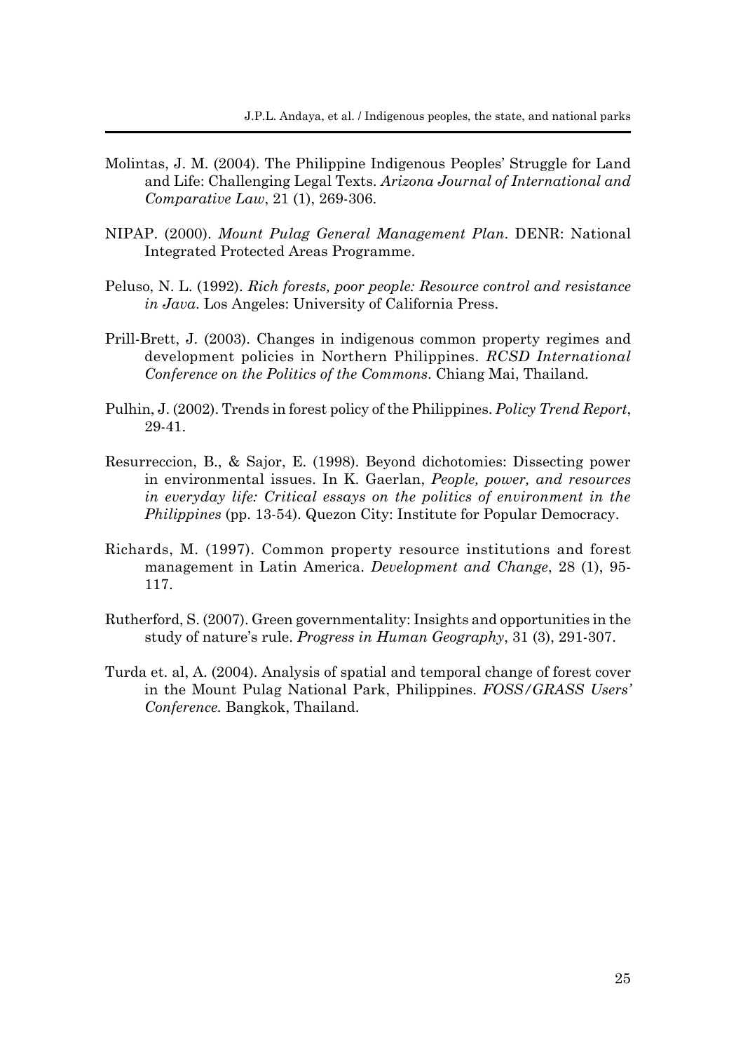Molintas, J. M. (2004). The Philippine Indigenous Peoples' Struggle for Land and Life: Challenging Legal Texts. *Arizona Journal of International and Comparative Law*, 21 (1), 269-306.

NIPAP. (2000). *Mount Pulag General Management Plan*. DENR: National Integrated Protected Areas Programme.

Peluso, N. L. (1992). *Rich forests, poor people: Resource control and resistance in Java*. Los Angeles: University of California Press.

Prill-Brett, J. (2003). Changes in indigenous common property regimes and development policies in Northern Philippines. *RCSD International Conference on the Politics of the Commons*. Chiang Mai, Thailand.

Pulhin, J. (2002). Trends in forest policy of the Philippines. *Policy Trend Report*, 29-41.

Resurreccion, B., & Sajor, E. (1998). Beyond dichotomies: Dissecting power in environmental issues. In K. Gaerlan, *People, power, and resources in everyday life: Critical essays on the politics of environment in the Philippines* (pp. 13-54). Quezon City: Institute for Popular Democracy.

Richards, M. (1997). Common property resource institutions and forest management in Latin America. *Development and Change*, 28 (1), 95-117.

Rutherford, S. (2007). Green governmentality: Insights and opportunities in the study of nature's rule. *Progress in Human Geography*, 31 (3), 291-307.

Turda et. al, A. (2004). Analysis of spatial and temporal change of forest cover in the Mount Pulag National Park, Philippines. *FOSS/GRASS Users' Conference.* Bangkok, Thailand.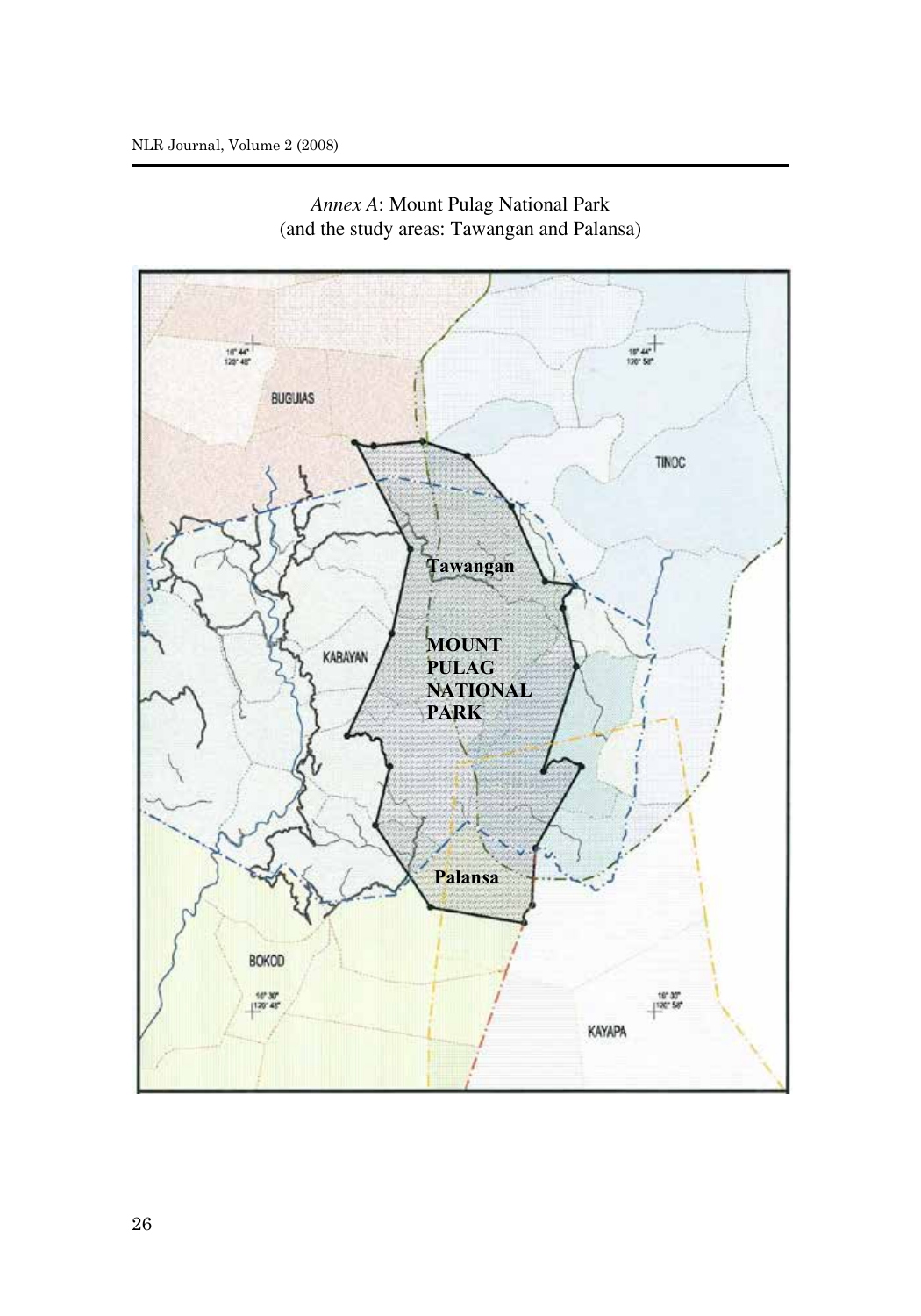*Annex A*: Mount Pulag National Park
(and the study areas: Tawangan and Palansa)

BUGUIAS

TINOC

Tawangan

KABAYAN

MOUNT PULAG NATIONAL PARK

Palansa

BOKOD

KAYAPA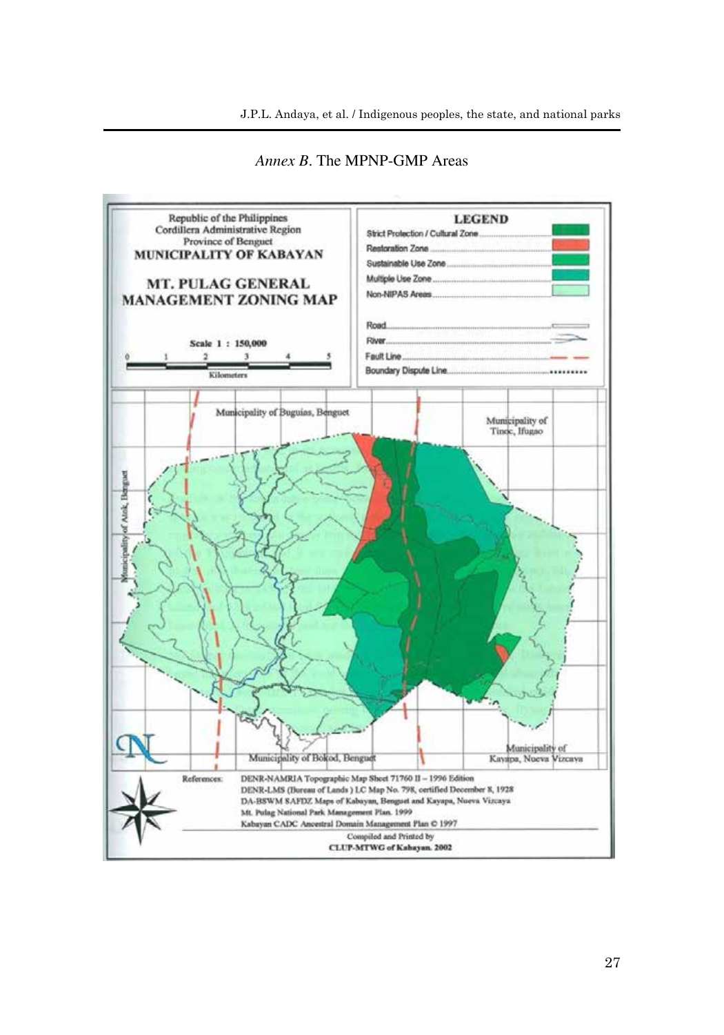*Annex B*. The MPNP-GMP Areas

Republic of the Philippines
Cordillera Administrative Region
Province of Benguet
**MUNICIPALITY OF KABAYAN**

**MT. PULAG GENERAL MANAGEMENT ZONING MAP**

**Scale 1 : 150,000**

0 1 2 3 4 5
Kilometers

**LEGEND**

- Strict Protection / Cultural Zone
- Restoration Zone
- Sustainable Use Zone
- Multiple Use Zone
- Non-NIPAS Areas
- Road
- River
- Fault Line
- Boundary Dispute Line

Municipality of Buguias, Benguet

Municipality of Tinoc, Ifugao

Municipality of Atok, Benguet

Municipality of Bokod, Benguet

Municipality of Kayapa, Nueva Vizcaya

References: DENR-NAMRIA Topographic Map Sheet 71760 II – 1996 Edition
DENR-LMS (Bureau of Lands) LC Map No. 798, certified December 8, 1928
DA-BSWM SAFDZ Maps of Kabayan, Benguet and Kayapa, Nueva Vizcaya
Mt. Pulag National Park Management Plan. 1999
Kabayan CADC Ancestral Domain Management Plan © 1997

Compiled and Printed by
**CLUP-MTWG of Kabayan. 2002**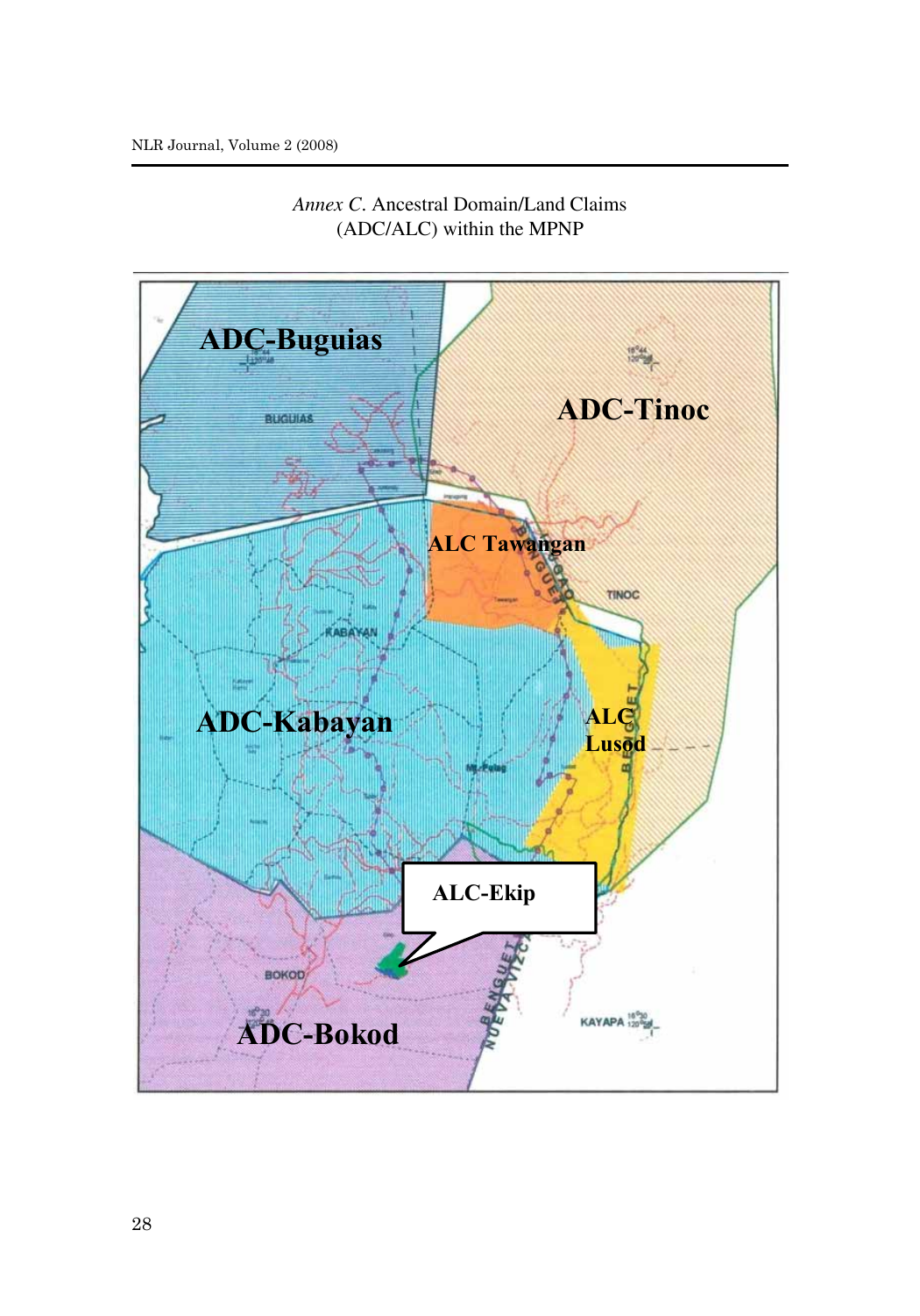*Annex C*. Ancestral Domain/Land Claims (ADC/ALC) within the MPNP

ADC-Buguias

ADC-Tinoc

ALC Tawangan

ADC-Kabayan

ALC Lusod

ALC-Ekip

ADC-Bokod

BUGUIAS

TINOC

KABAYAN

BOKOD

KAYAPA

BENGUET

IFUGAO

NUEVA VIZCAYA

Mt. Pulag